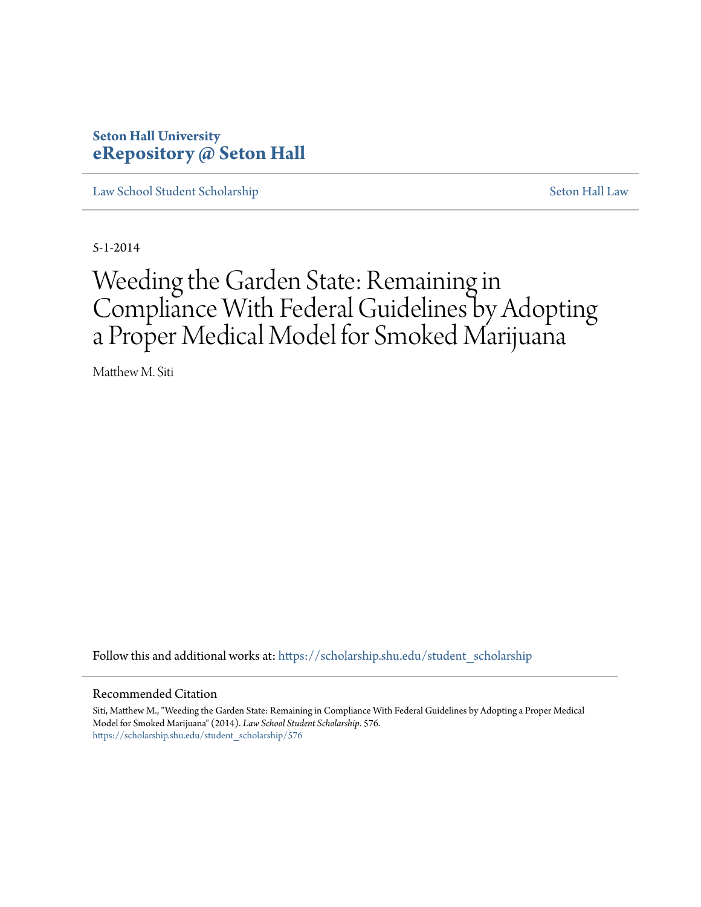**Seton Hall University**
**eRepository @ Seton Hall**

Law School Student Scholarship | Seton Hall Law

5-1-2014

# Weeding the Garden State: Remaining in Compliance With Federal Guidelines by Adopting a Proper Medical Model for Smoked Marijuana

Matthew M. Siti

Follow this and additional works at: https://scholarship.shu.edu/student_scholarship

## Recommended Citation

Siti, Matthew M., "Weeding the Garden State: Remaining in Compliance With Federal Guidelines by Adopting a Proper Medical Model for Smoked Marijuana" (2014). *Law School Student Scholarship*. 576.
https://scholarship.shu.edu/student_scholarship/576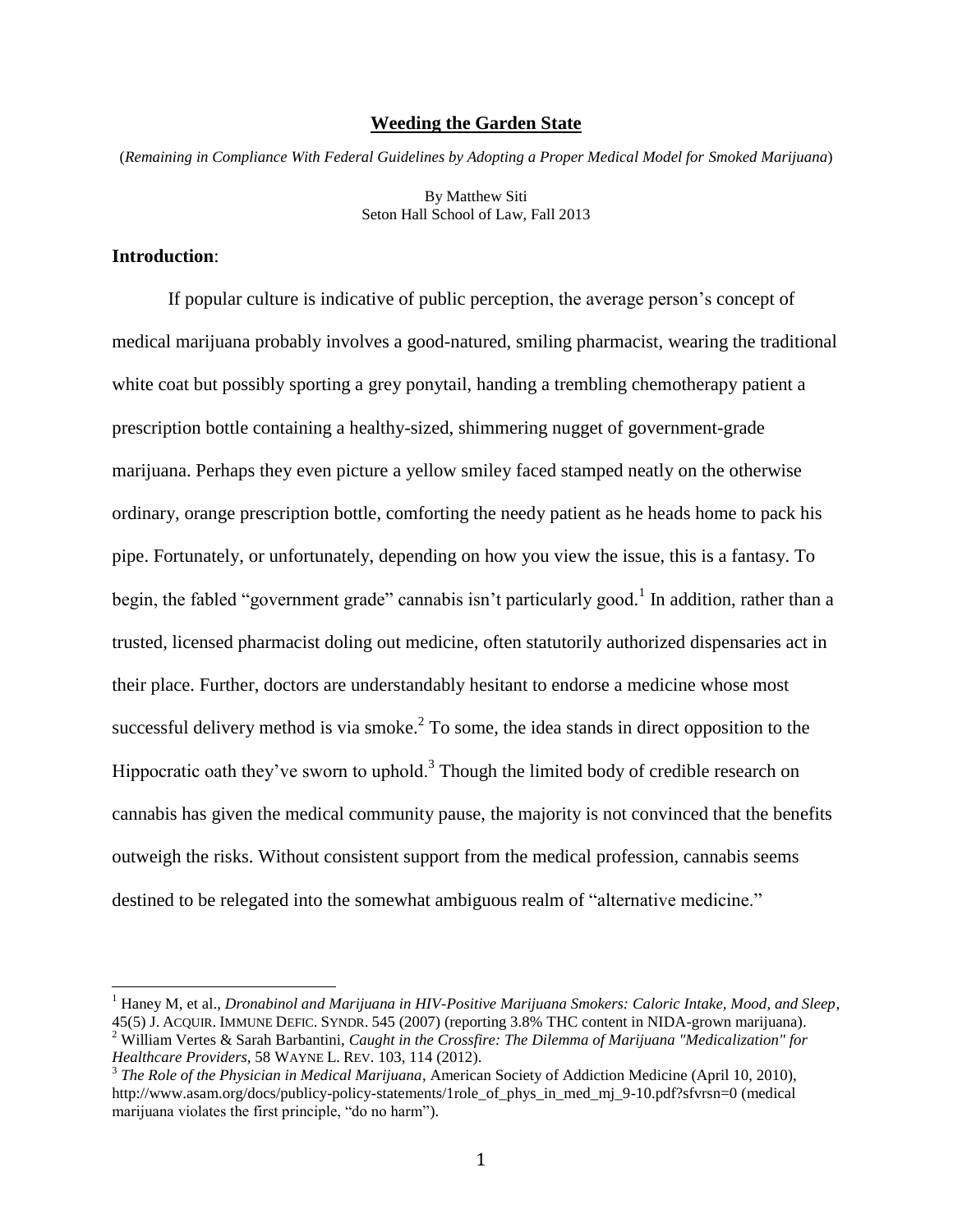# Weeding the Garden State

(*Remaining in Compliance With Federal Guidelines by Adopting a Proper Medical Model for Smoked Marijuana*)

By Matthew Siti
Seton Hall School of Law, Fall 2013

**Introduction**:

If popular culture is indicative of public perception, the average person's concept of medical marijuana probably involves a good-natured, smiling pharmacist, wearing the traditional white coat but possibly sporting a grey ponytail, handing a trembling chemotherapy patient a prescription bottle containing a healthy-sized, shimmering nugget of government-grade marijuana. Perhaps they even picture a yellow smiley faced stamped neatly on the otherwise ordinary, orange prescription bottle, comforting the needy patient as he heads home to pack his pipe. Fortunately, or unfortunately, depending on how you view the issue, this is a fantasy. To begin, the fabled "government grade" cannabis isn't particularly good.[1] In addition, rather than a trusted, licensed pharmacist doling out medicine, often statutorily authorized dispensaries act in their place. Further, doctors are understandably hesitant to endorse a medicine whose most successful delivery method is via smoke.[2] To some, the idea stands in direct opposition to the Hippocratic oath they've sworn to uphold.[3] Though the limited body of credible research on cannabis has given the medical community pause, the majority is not convinced that the benefits outweigh the risks. Without consistent support from the medical profession, cannabis seems destined to be relegated into the somewhat ambiguous realm of "alternative medicine."

---

[1] Haney M, et al., *Dronabinol and Marijuana in HIV-Positive Marijuana Smokers: Caloric Intake, Mood, and Sleep*, 45(5) J. ACQUIR. IMMUNE DEFIC. SYNDR. 545 (2007) (reporting 3.8% THC content in NIDA-grown marijuana).

[2] William Vertes & Sarah Barbantini, *Caught in the Crossfire: The Dilemma of Marijuana "Medicalization" for Healthcare Providers*, 58 WAYNE L. REV. 103, 114 (2012).

[3] *The Role of the Physician in Medical Marijuana*, American Society of Addiction Medicine (April 10, 2010), http://www.asam.org/docs/publicy-policy-statements/1role_of_phys_in_med_mj_9-10.pdf?sfvrsn=0 (medical marijuana violates the first principle, "do no harm").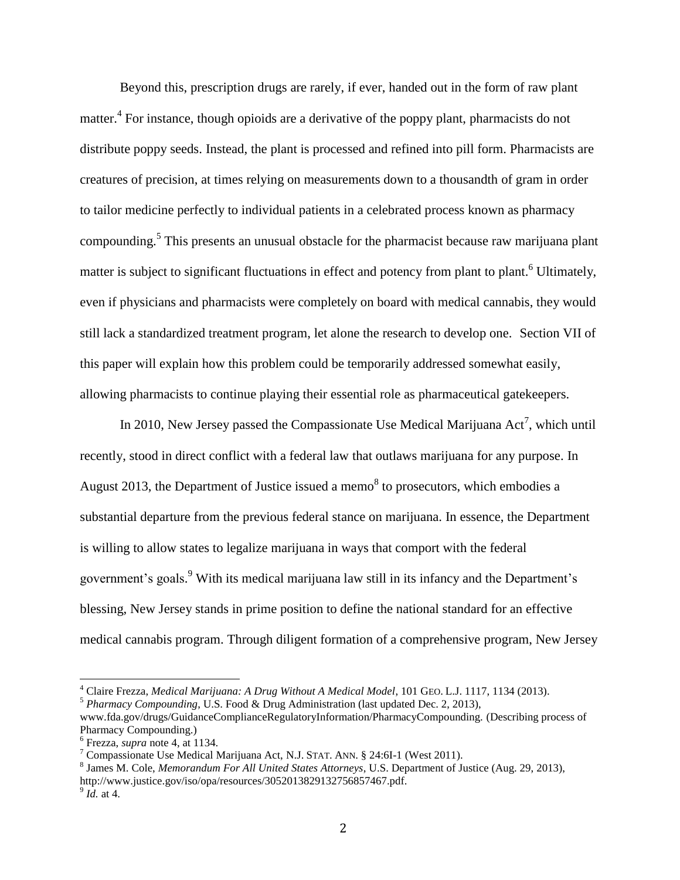Beyond this, prescription drugs are rarely, if ever, handed out in the form of raw plant matter.[4] For instance, though opioids are a derivative of the poppy plant, pharmacists do not distribute poppy seeds. Instead, the plant is processed and refined into pill form. Pharmacists are creatures of precision, at times relying on measurements down to a thousandth of gram in order to tailor medicine perfectly to individual patients in a celebrated process known as pharmacy compounding.[5] This presents an unusual obstacle for the pharmacist because raw marijuana plant matter is subject to significant fluctuations in effect and potency from plant to plant.[6] Ultimately, even if physicians and pharmacists were completely on board with medical cannabis, they would still lack a standardized treatment program, let alone the research to develop one. Section VII of this paper will explain how this problem could be temporarily addressed somewhat easily, allowing pharmacists to continue playing their essential role as pharmaceutical gatekeepers.

In 2010, New Jersey passed the Compassionate Use Medical Marijuana Act[7], which until recently, stood in direct conflict with a federal law that outlaws marijuana for any purpose. In August 2013, the Department of Justice issued a memo[8] to prosecutors, which embodies a substantial departure from the previous federal stance on marijuana. In essence, the Department is willing to allow states to legalize marijuana in ways that comport with the federal government's goals.[9] With its medical marijuana law still in its infancy and the Department's blessing, New Jersey stands in prime position to define the national standard for an effective medical cannabis program. Through diligent formation of a comprehensive program, New Jersey

---

[4] Claire Frezza, *Medical Marijuana: A Drug Without A Medical Model*, 101 GEO. L.J. 1117, 1134 (2013).

[5] *Pharmacy Compounding*, U.S. Food & Drug Administration (last updated Dec. 2, 2013), www.fda.gov/drugs/GuidanceComplianceRegulatoryInformation/PharmacyCompounding. (Describing process of Pharmacy Compounding.)

[6] Frezza, *supra* note 4, at 1134.

[7] Compassionate Use Medical Marijuana Act, N.J. STAT. ANN. § 24:6I-1 (West 2011).

[8] James M. Cole, *Memorandum For All United States Attorneys*, U.S. Department of Justice (Aug. 29, 2013), http://www.justice.gov/iso/opa/resources/3052013829132756857467.pdf.

[9] *Id.* at 4.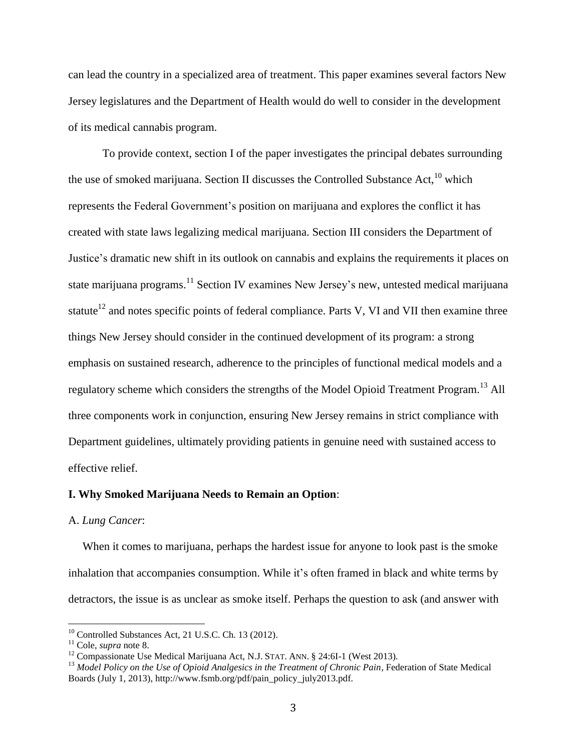can lead the country in a specialized area of treatment. This paper examines several factors New Jersey legislatures and the Department of Health would do well to consider in the development of its medical cannabis program.

To provide context, section I of the paper investigates the principal debates surrounding the use of smoked marijuana. Section II discusses the Controlled Substance Act,[10] which represents the Federal Government's position on marijuana and explores the conflict it has created with state laws legalizing medical marijuana. Section III considers the Department of Justice's dramatic new shift in its outlook on cannabis and explains the requirements it places on state marijuana programs.[11] Section IV examines New Jersey's new, untested medical marijuana statute[12] and notes specific points of federal compliance. Parts V, VI and VII then examine three things New Jersey should consider in the continued development of its program: a strong emphasis on sustained research, adherence to the principles of functional medical models and a regulatory scheme which considers the strengths of the Model Opioid Treatment Program.[13] All three components work in conjunction, ensuring New Jersey remains in strict compliance with Department guidelines, ultimately providing patients in genuine need with sustained access to effective relief.

**I. Why Smoked Marijuana Needs to Remain an Option**:

A. *Lung Cancer*:

When it comes to marijuana, perhaps the hardest issue for anyone to look past is the smoke inhalation that accompanies consumption. While it's often framed in black and white terms by detractors, the issue is as unclear as smoke itself. Perhaps the question to ask (and answer with

---

[10] Controlled Substances Act, 21 U.S.C. Ch. 13 (2012).

[11] Cole, *supra* note 8.

[12] Compassionate Use Medical Marijuana Act, N.J. STAT. ANN. § 24:6I-1 (West 2013).

[13] *Model Policy on the Use of Opioid Analgesics in the Treatment of Chronic Pain*, Federation of State Medical Boards (July 1, 2013), http://www.fsmb.org/pdf/pain_policy_july2013.pdf.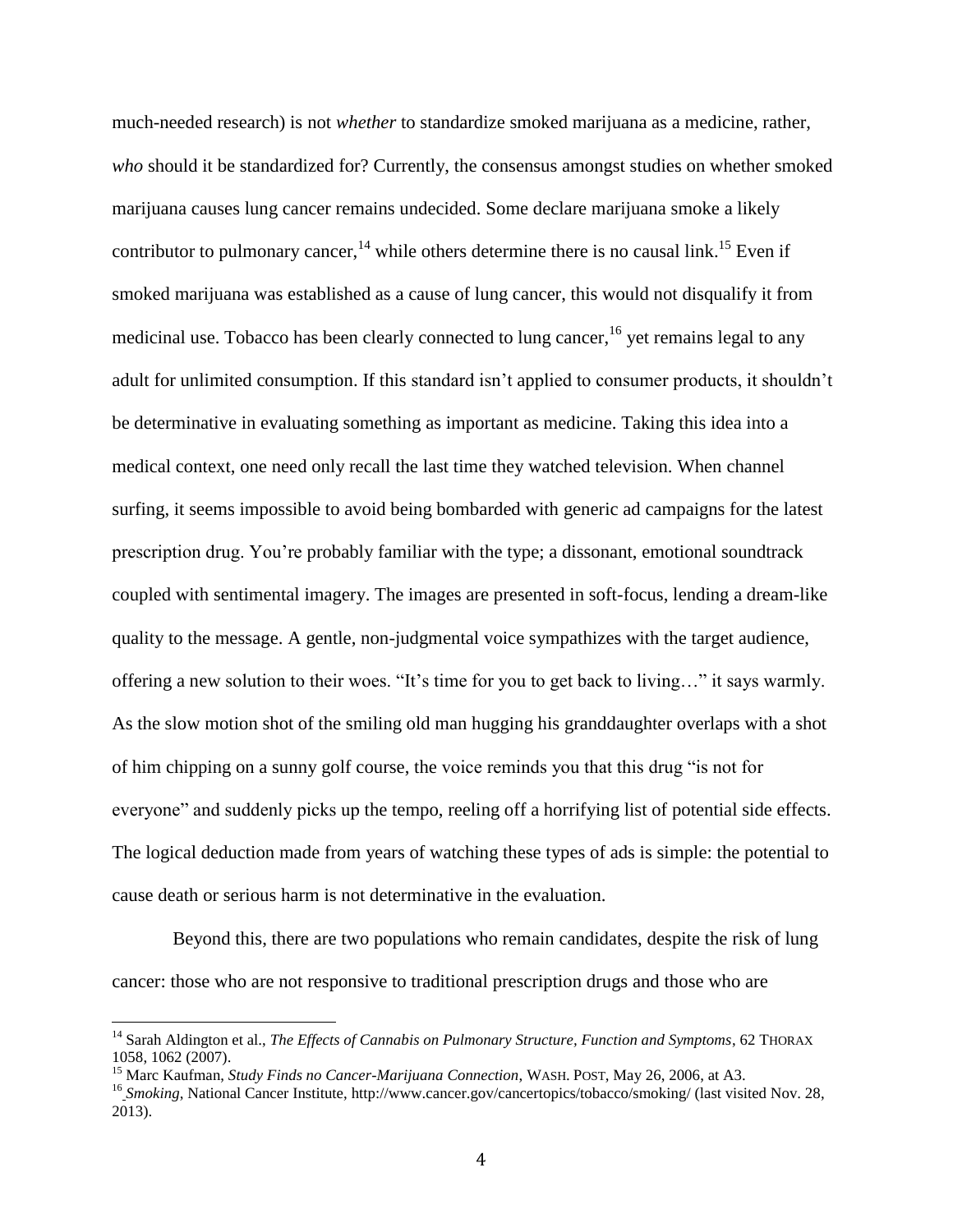much-needed research) is not *whether* to standardize smoked marijuana as a medicine, rather, *who* should it be standardized for? Currently, the consensus amongst studies on whether smoked marijuana causes lung cancer remains undecided. Some declare marijuana smoke a likely contributor to pulmonary cancer,[14] while others determine there is no causal link.[15] Even if smoked marijuana was established as a cause of lung cancer, this would not disqualify it from medicinal use. Tobacco has been clearly connected to lung cancer,[16] yet remains legal to any adult for unlimited consumption. If this standard isn't applied to consumer products, it shouldn't be determinative in evaluating something as important as medicine. Taking this idea into a medical context, one need only recall the last time they watched television. When channel surfing, it seems impossible to avoid being bombarded with generic ad campaigns for the latest prescription drug. You're probably familiar with the type; a dissonant, emotional soundtrack coupled with sentimental imagery. The images are presented in soft-focus, lending a dream-like quality to the message. A gentle, non-judgmental voice sympathizes with the target audience, offering a new solution to their woes. "It's time for you to get back to living…" it says warmly. As the slow motion shot of the smiling old man hugging his granddaughter overlaps with a shot of him chipping on a sunny golf course, the voice reminds you that this drug "is not for everyone" and suddenly picks up the tempo, reeling off a horrifying list of potential side effects. The logical deduction made from years of watching these types of ads is simple: the potential to cause death or serious harm is not determinative in the evaluation.

Beyond this, there are two populations who remain candidates, despite the risk of lung cancer: those who are not responsive to traditional prescription drugs and those who are

---

[14] Sarah Aldington et al., *The Effects of Cannabis on Pulmonary Structure, Function and Symptoms*, 62 THORAX 1058, 1062 (2007).

[15] Marc Kaufman, *Study Finds no Cancer-Marijuana Connection*, WASH. POST, May 26, 2006, at A3.

[16] *Smoking*, National Cancer Institute, http://www.cancer.gov/cancertopics/tobacco/smoking/ (last visited Nov. 28, 2013).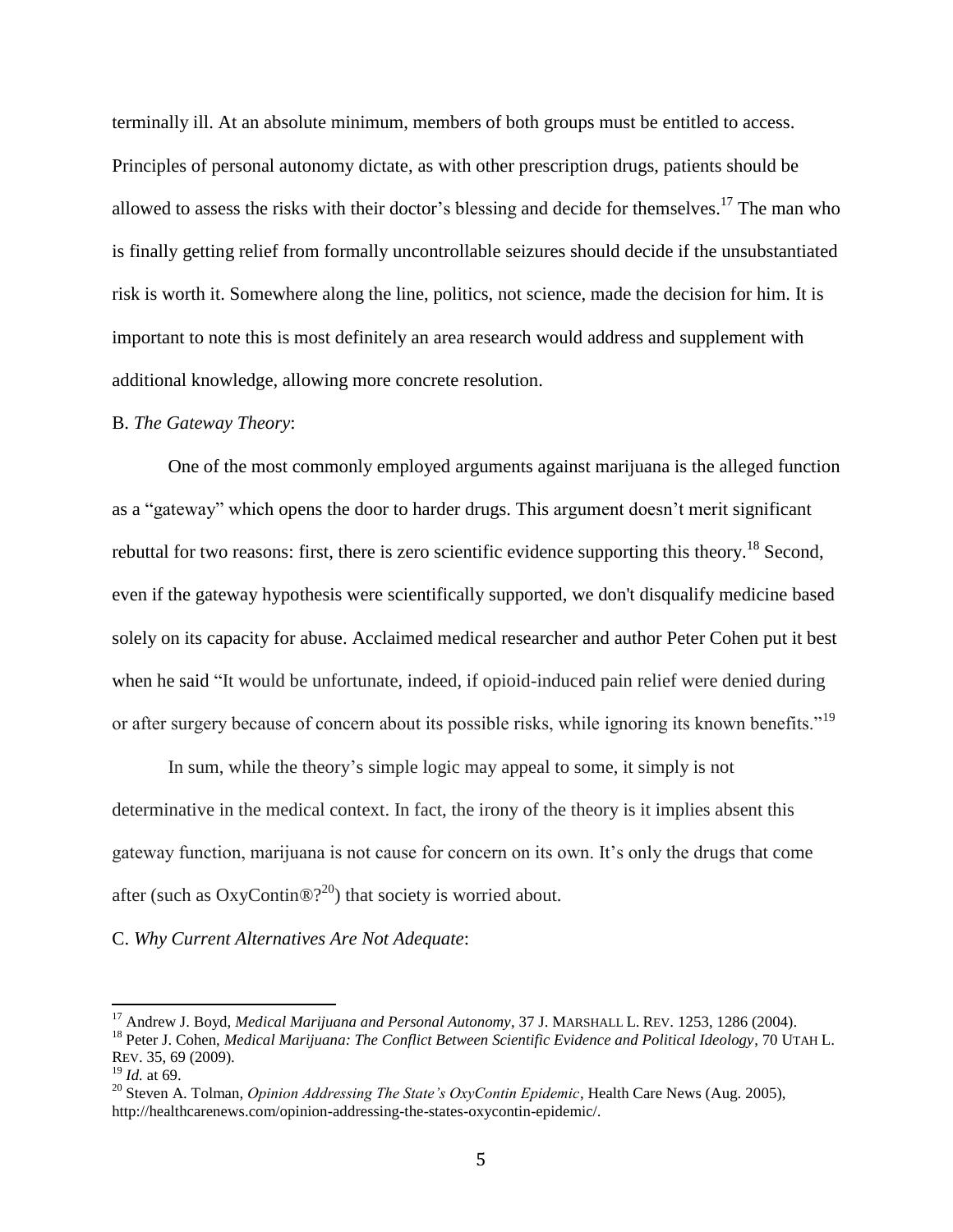terminally ill. At an absolute minimum, members of both groups must be entitled to access. Principles of personal autonomy dictate, as with other prescription drugs, patients should be allowed to assess the risks with their doctor's blessing and decide for themselves.[17] The man who is finally getting relief from formally uncontrollable seizures should decide if the unsubstantiated risk is worth it. Somewhere along the line, politics, not science, made the decision for him. It is important to note this is most definitely an area research would address and supplement with additional knowledge, allowing more concrete resolution.

B. *The Gateway Theory*:

One of the most commonly employed arguments against marijuana is the alleged function as a "gateway" which opens the door to harder drugs. This argument doesn't merit significant rebuttal for two reasons: first, there is zero scientific evidence supporting this theory.[18] Second, even if the gateway hypothesis were scientifically supported, we don't disqualify medicine based solely on its capacity for abuse. Acclaimed medical researcher and author Peter Cohen put it best when he said "It would be unfortunate, indeed, if opioid-induced pain relief were denied during or after surgery because of concern about its possible risks, while ignoring its known benefits."[19]

In sum, while the theory's simple logic may appeal to some, it simply is not determinative in the medical context. In fact, the irony of the theory is it implies absent this gateway function, marijuana is not cause for concern on its own. It's only the drugs that come after (such as OxyContin®?[20]) that society is worried about.

C. *Why Current Alternatives Are Not Adequate*:

---

[17] Andrew J. Boyd, *Medical Marijuana and Personal Autonomy*, 37 J. MARSHALL L. REV. 1253, 1286 (2004).

[18] Peter J. Cohen, *Medical Marijuana: The Conflict Between Scientific Evidence and Political Ideology*, 70 UTAH L. REV. 35, 69 (2009).

[19] *Id.* at 69.

[20] Steven A. Tolman, *Opinion Addressing The State's OxyContin Epidemic*, Health Care News (Aug. 2005), http://healthcarenews.com/opinion-addressing-the-states-oxycontin-epidemic/.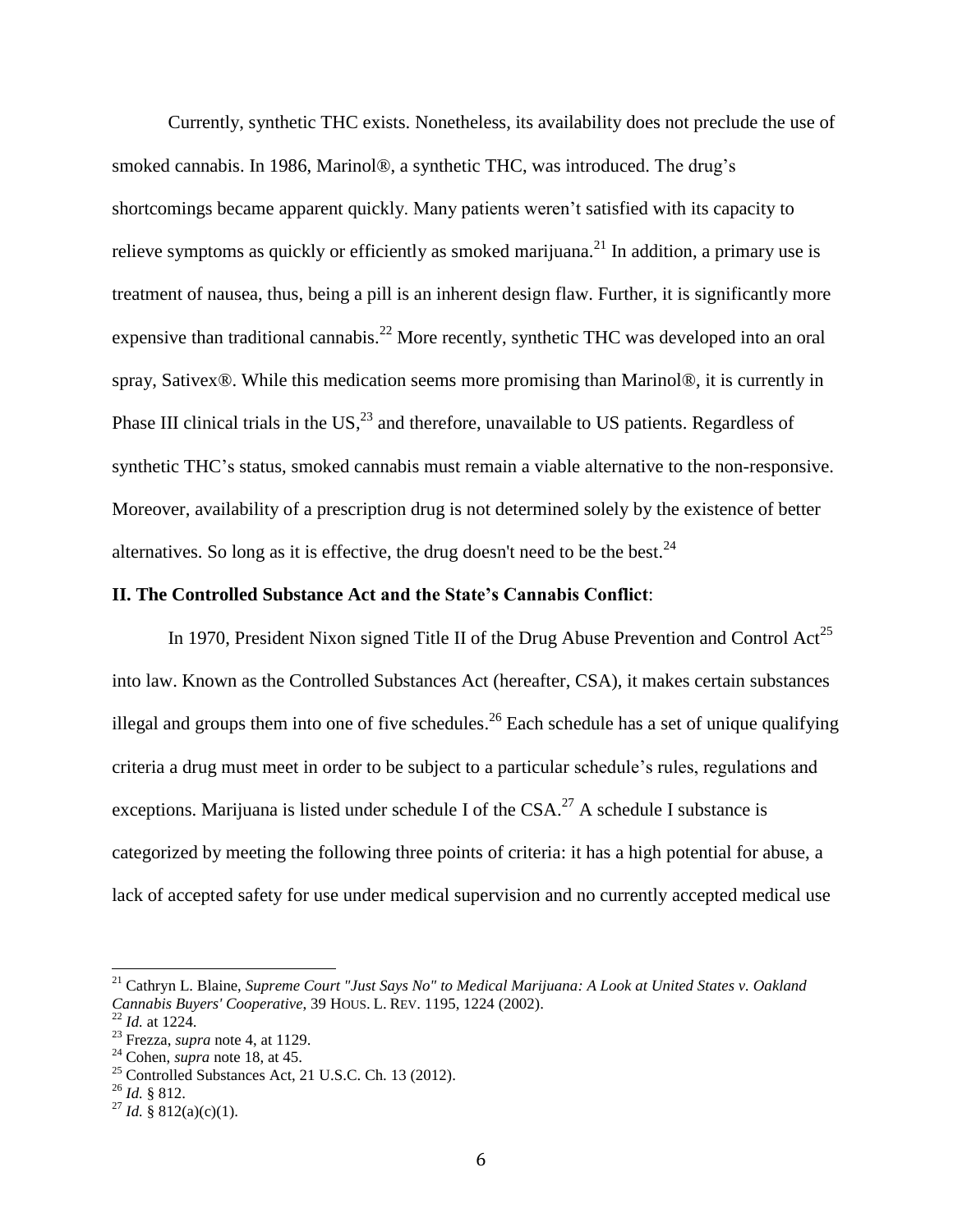Currently, synthetic THC exists. Nonetheless, its availability does not preclude the use of smoked cannabis. In 1986, Marinol®, a synthetic THC, was introduced. The drug's shortcomings became apparent quickly. Many patients weren't satisfied with its capacity to relieve symptoms as quickly or efficiently as smoked marijuana.[21] In addition, a primary use is treatment of nausea, thus, being a pill is an inherent design flaw. Further, it is significantly more expensive than traditional cannabis.[22] More recently, synthetic THC was developed into an oral spray, Sativex®. While this medication seems more promising than Marinol®, it is currently in Phase III clinical trials in the US,[23] and therefore, unavailable to US patients. Regardless of synthetic THC's status, smoked cannabis must remain a viable alternative to the non-responsive. Moreover, availability of a prescription drug is not determined solely by the existence of better alternatives. So long as it is effective, the drug doesn't need to be the best.[24]

## II. The Controlled Substance Act and the State's Cannabis Conflict:

In 1970, President Nixon signed Title II of the Drug Abuse Prevention and Control Act[25] into law. Known as the Controlled Substances Act (hereafter, CSA), it makes certain substances illegal and groups them into one of five schedules.[26] Each schedule has a set of unique qualifying criteria a drug must meet in order to be subject to a particular schedule's rules, regulations and exceptions. Marijuana is listed under schedule I of the CSA.[27] A schedule I substance is categorized by meeting the following three points of criteria: it has a high potential for abuse, a lack of accepted safety for use under medical supervision and no currently accepted medical use

---

[21] Cathryn L. Blaine, *Supreme Court "Just Says No" to Medical Marijuana: A Look at United States v. Oakland Cannabis Buyers' Cooperative*, 39 HOUS. L. REV. 1195, 1224 (2002).

[22] *Id.* at 1224.

[23] Frezza, *supra* note 4, at 1129.

[24] Cohen, *supra* note 18, at 45.

[25] Controlled Substances Act, 21 U.S.C. Ch. 13 (2012).

[26] *Id.* § 812.

[27] *Id.* § 812(a)(c)(1).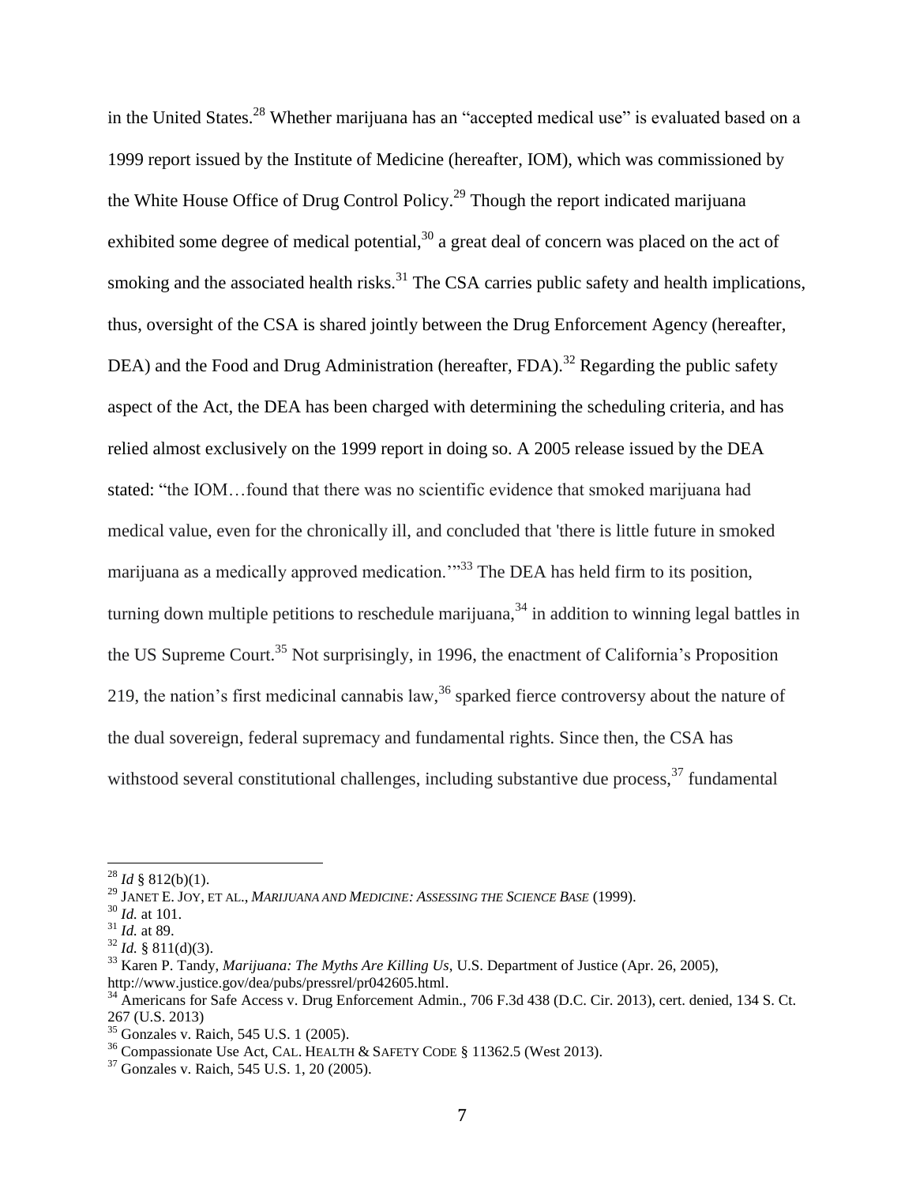in the United States.[28] Whether marijuana has an "accepted medical use" is evaluated based on a 1999 report issued by the Institute of Medicine (hereafter, IOM), which was commissioned by the White House Office of Drug Control Policy.[29] Though the report indicated marijuana exhibited some degree of medical potential,[30] a great deal of concern was placed on the act of smoking and the associated health risks.[31] The CSA carries public safety and health implications, thus, oversight of the CSA is shared jointly between the Drug Enforcement Agency (hereafter, DEA) and the Food and Drug Administration (hereafter, FDA).[32] Regarding the public safety aspect of the Act, the DEA has been charged with determining the scheduling criteria, and has relied almost exclusively on the 1999 report in doing so. A 2005 release issued by the DEA stated: "the IOM…found that there was no scientific evidence that smoked marijuana had medical value, even for the chronically ill, and concluded that 'there is little future in smoked marijuana as a medically approved medication.'"[33] The DEA has held firm to its position, turning down multiple petitions to reschedule marijuana,[34] in addition to winning legal battles in the US Supreme Court.[35] Not surprisingly, in 1996, the enactment of California's Proposition 219, the nation's first medicinal cannabis law,[36] sparked fierce controversy about the nature of the dual sovereign, federal supremacy and fundamental rights. Since then, the CSA has withstood several constitutional challenges, including substantive due process,[37] fundamental

---

[28] *Id* § 812(b)(1).

[29] JANET E. JOY, ET AL., *MARIJUANA AND MEDICINE: ASSESSING THE SCIENCE BASE* (1999).

[30] *Id.* at 101.

[31] *Id.* at 89.

[32] *Id.* § 811(d)(3).

[33] Karen P. Tandy, *Marijuana: The Myths Are Killing Us*, U.S. Department of Justice (Apr. 26, 2005), http://www.justice.gov/dea/pubs/pressrel/pr042605.html.

[34] Americans for Safe Access v. Drug Enforcement Admin., 706 F.3d 438 (D.C. Cir. 2013), cert. denied, 134 S. Ct. 267 (U.S. 2013)

[35] Gonzales v. Raich, 545 U.S. 1 (2005).

[36] Compassionate Use Act, CAL. HEALTH & SAFETY CODE § 11362.5 (West 2013).

[37] Gonzales v. Raich, 545 U.S. 1, 20 (2005).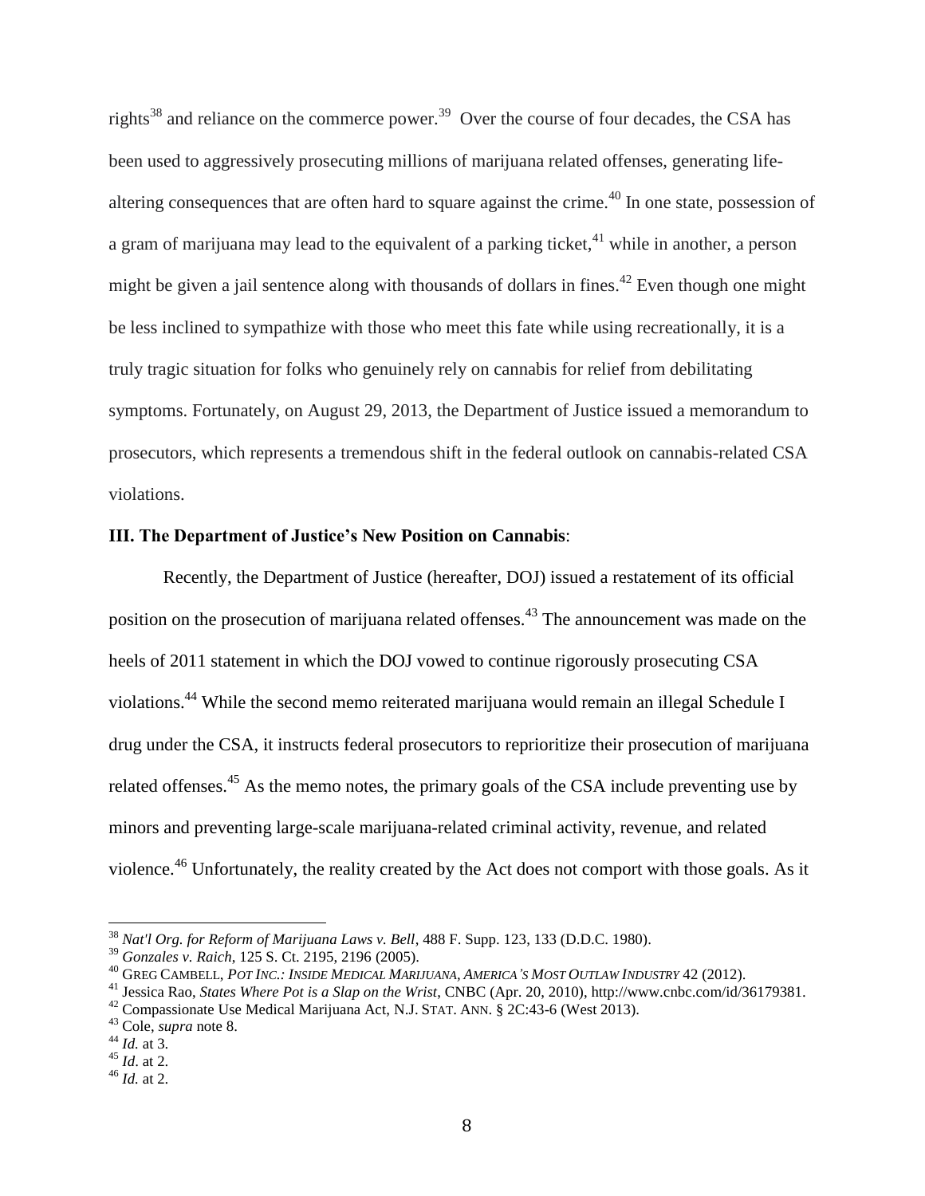rights[38] and reliance on the commerce power.[39] Over the course of four decades, the CSA has been used to aggressively prosecuting millions of marijuana related offenses, generating life-altering consequences that are often hard to square against the crime.[40] In one state, possession of a gram of marijuana may lead to the equivalent of a parking ticket,[41] while in another, a person might be given a jail sentence along with thousands of dollars in fines.[42] Even though one might be less inclined to sympathize with those who meet this fate while using recreationally, it is a truly tragic situation for folks who genuinely rely on cannabis for relief from debilitating symptoms. Fortunately, on August 29, 2013, the Department of Justice issued a memorandum to prosecutors, which represents a tremendous shift in the federal outlook on cannabis-related CSA violations.

### III. The Department of Justice's New Position on Cannabis:

Recently, the Department of Justice (hereafter, DOJ) issued a restatement of its official position on the prosecution of marijuana related offenses.[43] The announcement was made on the heels of 2011 statement in which the DOJ vowed to continue rigorously prosecuting CSA violations.[44] While the second memo reiterated marijuana would remain an illegal Schedule I drug under the CSA, it instructs federal prosecutors to reprioritize their prosecution of marijuana related offenses.[45] As the memo notes, the primary goals of the CSA include preventing use by minors and preventing large-scale marijuana-related criminal activity, revenue, and related violence.[46] Unfortunately, the reality created by the Act does not comport with those goals. As it

---

[38] *Nat'l Org. for Reform of Marijuana Laws v. Bell*, 488 F. Supp. 123, 133 (D.D.C. 1980).

[39] *Gonzales v. Raich*, 125 S. Ct. 2195, 2196 (2005).

[40] GREG CAMBELL, *POT INC.: INSIDE MEDICAL MARIJUANA, AMERICA'S MOST OUTLAW INDUSTRY* 42 (2012).

[41] Jessica Rao, *States Where Pot is a Slap on the Wrist*, CNBC (Apr. 20, 2010), http://www.cnbc.com/id/36179381.

[42] Compassionate Use Medical Marijuana Act, N.J. STAT. ANN. § 2C:43-6 (West 2013).

[43] Cole, *supra* note 8.

[44] *Id.* at 3.

[45] *Id*. at 2.

[46] *Id.* at 2.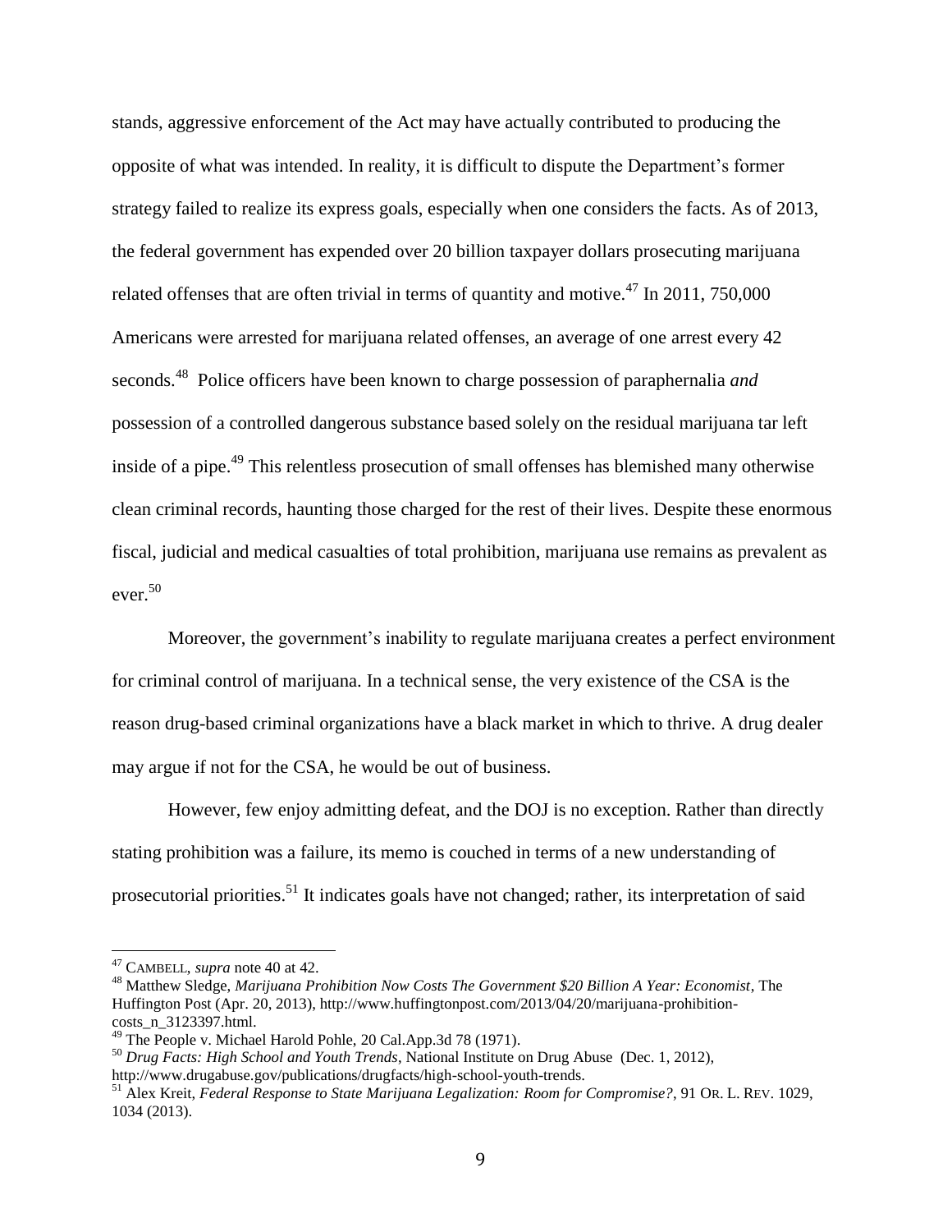stands, aggressive enforcement of the Act may have actually contributed to producing the opposite of what was intended. In reality, it is difficult to dispute the Department's former strategy failed to realize its express goals, especially when one considers the facts. As of 2013, the federal government has expended over 20 billion taxpayer dollars prosecuting marijuana related offenses that are often trivial in terms of quantity and motive.[47] In 2011, 750,000 Americans were arrested for marijuana related offenses, an average of one arrest every 42 seconds.[48] Police officers have been known to charge possession of paraphernalia *and* possession of a controlled dangerous substance based solely on the residual marijuana tar left inside of a pipe.[49] This relentless prosecution of small offenses has blemished many otherwise clean criminal records, haunting those charged for the rest of their lives. Despite these enormous fiscal, judicial and medical casualties of total prohibition, marijuana use remains as prevalent as ever.[50]

Moreover, the government's inability to regulate marijuana creates a perfect environment for criminal control of marijuana. In a technical sense, the very existence of the CSA is the reason drug-based criminal organizations have a black market in which to thrive. A drug dealer may argue if not for the CSA, he would be out of business.

However, few enjoy admitting defeat, and the DOJ is no exception. Rather than directly stating prohibition was a failure, its memo is couched in terms of a new understanding of prosecutorial priorities.[51] It indicates goals have not changed; rather, its interpretation of said

---

[47] CAMBELL, *supra* note 40 at 42.

[48] Matthew Sledge, *Marijuana Prohibition Now Costs The Government $20 Billion A Year: Economist*, The Huffington Post (Apr. 20, 2013), http://www.huffingtonpost.com/2013/04/20/marijuana-prohibition-costs_n_3123397.html.

[49] The People v. Michael Harold Pohle, 20 Cal.App.3d 78 (1971).

[50] *Drug Facts: High School and Youth Trends*, National Institute on Drug Abuse (Dec. 1, 2012), http://www.drugabuse.gov/publications/drugfacts/high-school-youth-trends.

[51] Alex Kreit, *Federal Response to State Marijuana Legalization: Room for Compromise?*, 91 OR. L. REV. 1029, 1034 (2013).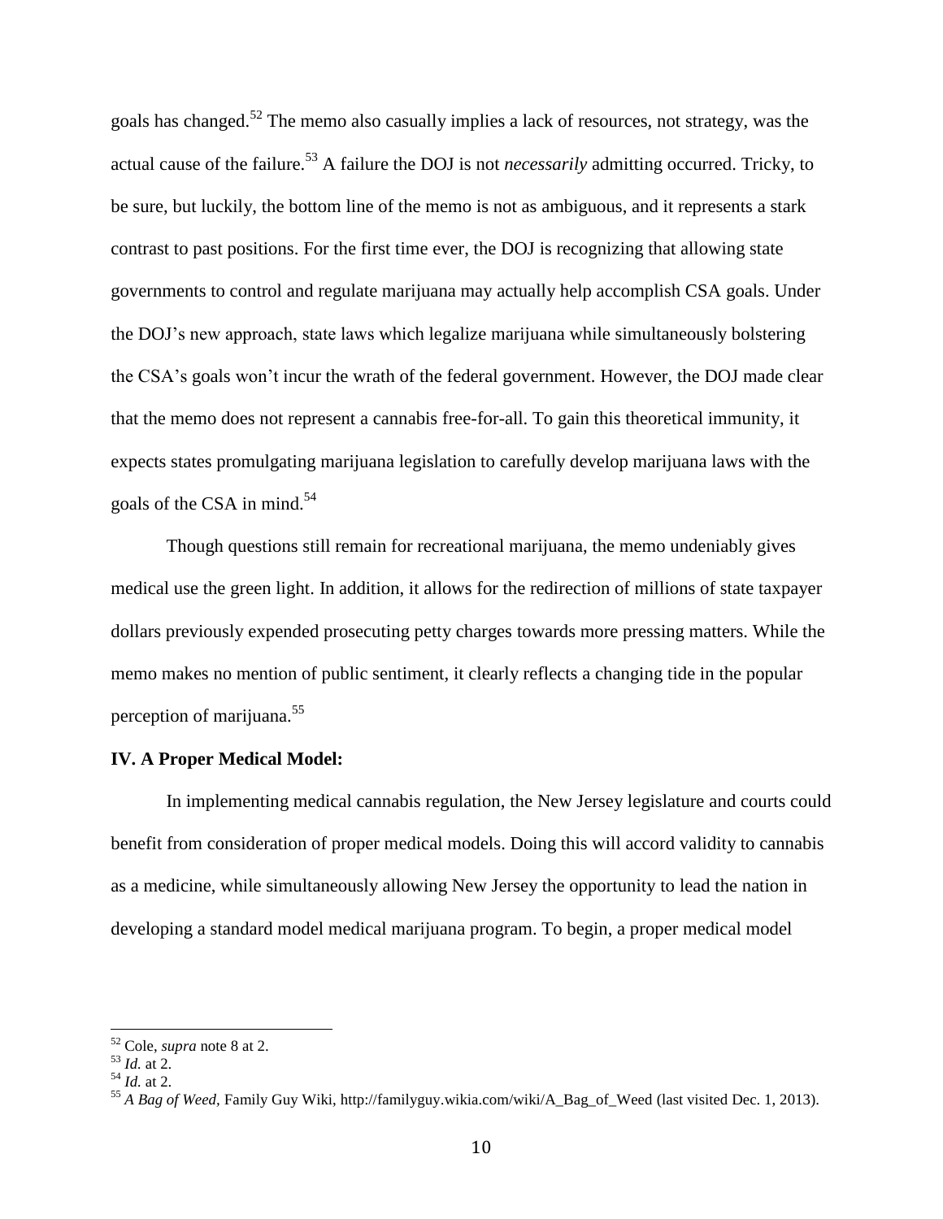goals has changed.[52] The memo also casually implies a lack of resources, not strategy, was the actual cause of the failure.[53] A failure the DOJ is not *necessarily* admitting occurred. Tricky, to be sure, but luckily, the bottom line of the memo is not as ambiguous, and it represents a stark contrast to past positions. For the first time ever, the DOJ is recognizing that allowing state governments to control and regulate marijuana may actually help accomplish CSA goals. Under the DOJ's new approach, state laws which legalize marijuana while simultaneously bolstering the CSA's goals won't incur the wrath of the federal government. However, the DOJ made clear that the memo does not represent a cannabis free-for-all. To gain this theoretical immunity, it expects states promulgating marijuana legislation to carefully develop marijuana laws with the goals of the CSA in mind.[54]

Though questions still remain for recreational marijuana, the memo undeniably gives medical use the green light. In addition, it allows for the redirection of millions of state taxpayer dollars previously expended prosecuting petty charges towards more pressing matters. While the memo makes no mention of public sentiment, it clearly reflects a changing tide in the popular perception of marijuana.[55]

**IV. A Proper Medical Model:**

In implementing medical cannabis regulation, the New Jersey legislature and courts could benefit from consideration of proper medical models. Doing this will accord validity to cannabis as a medicine, while simultaneously allowing New Jersey the opportunity to lead the nation in developing a standard model medical marijuana program. To begin, a proper medical model

---

[52] Cole, *supra* note 8 at 2.
[53] *Id.* at 2.
[54] *Id.* at 2.
[55] *A Bag of Weed*, Family Guy Wiki, http://familyguy.wikia.com/wiki/A_Bag_of_Weed (last visited Dec. 1, 2013).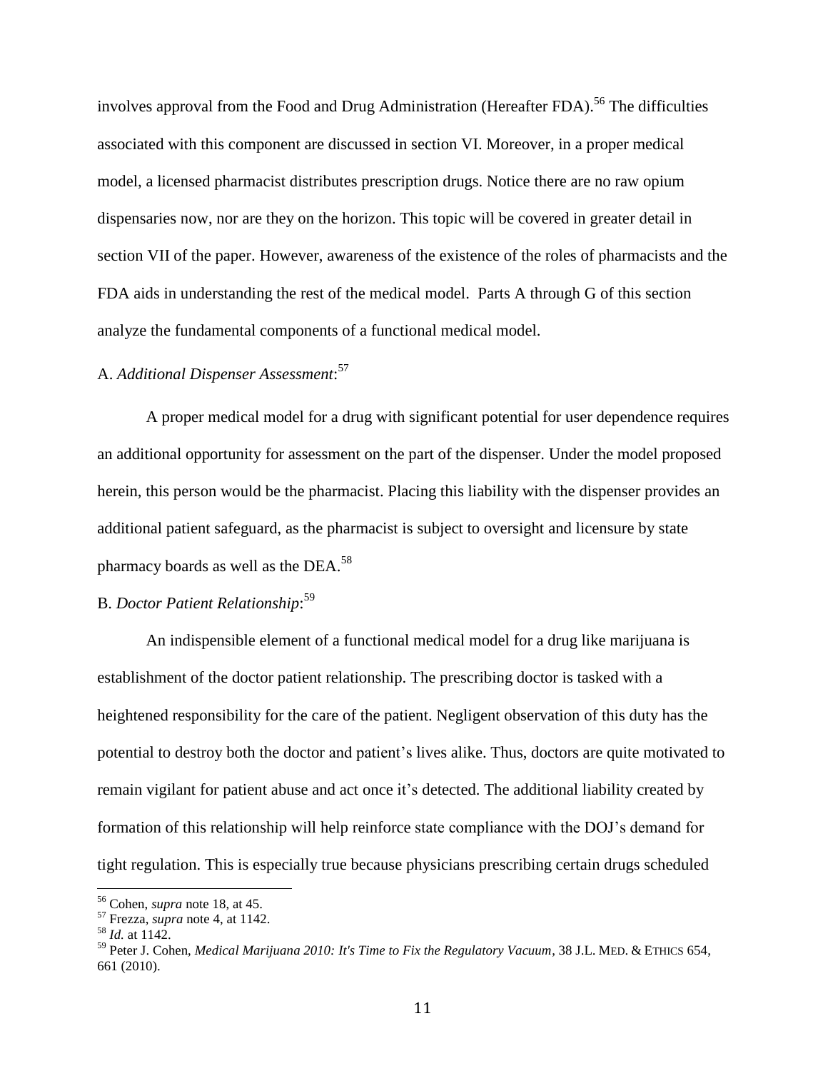involves approval from the Food and Drug Administration (Hereafter FDA).[56] The difficulties associated with this component are discussed in section VI. Moreover, in a proper medical model, a licensed pharmacist distributes prescription drugs. Notice there are no raw opium dispensaries now, nor are they on the horizon. This topic will be covered in greater detail in section VII of the paper. However, awareness of the existence of the roles of pharmacists and the FDA aids in understanding the rest of the medical model. Parts A through G of this section analyze the fundamental components of a functional medical model.

A. *Additional Dispenser Assessment*:[57]

A proper medical model for a drug with significant potential for user dependence requires an additional opportunity for assessment on the part of the dispenser. Under the model proposed herein, this person would be the pharmacist. Placing this liability with the dispenser provides an additional patient safeguard, as the pharmacist is subject to oversight and licensure by state pharmacy boards as well as the DEA.[58]

B. *Doctor Patient Relationship*:[59]

An indispensible element of a functional medical model for a drug like marijuana is establishment of the doctor patient relationship. The prescribing doctor is tasked with a heightened responsibility for the care of the patient. Negligent observation of this duty has the potential to destroy both the doctor and patient's lives alike. Thus, doctors are quite motivated to remain vigilant for patient abuse and act once it's detected. The additional liability created by formation of this relationship will help reinforce state compliance with the DOJ's demand for tight regulation. This is especially true because physicians prescribing certain drugs scheduled

---

[56] Cohen, *supra* note 18, at 45.

[57] Frezza, *supra* note 4, at 1142.

[58] *Id.* at 1142.

[59] Peter J. Cohen, *Medical Marijuana 2010: It's Time to Fix the Regulatory Vacuum*, 38 J.L. MED. & ETHICS 654, 661 (2010).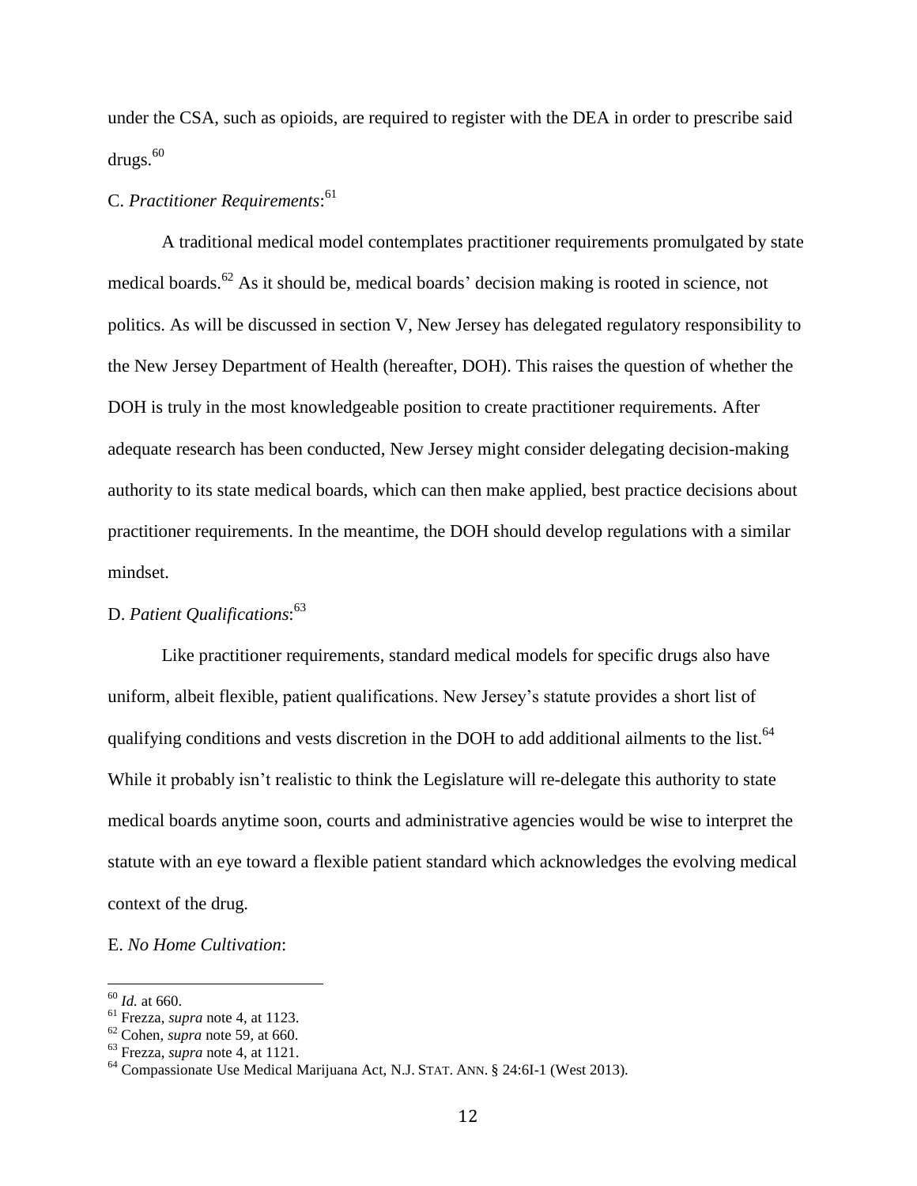under the CSA, such as opioids, are required to register with the DEA in order to prescribe said drugs.[60]

C. *Practitioner Requirements*:[61]

A traditional medical model contemplates practitioner requirements promulgated by state medical boards.[62] As it should be, medical boards' decision making is rooted in science, not politics. As will be discussed in section V, New Jersey has delegated regulatory responsibility to the New Jersey Department of Health (hereafter, DOH). This raises the question of whether the DOH is truly in the most knowledgeable position to create practitioner requirements. After adequate research has been conducted, New Jersey might consider delegating decision-making authority to its state medical boards, which can then make applied, best practice decisions about practitioner requirements. In the meantime, the DOH should develop regulations with a similar mindset.

D. *Patient Qualifications*:[63]

Like practitioner requirements, standard medical models for specific drugs also have uniform, albeit flexible, patient qualifications. New Jersey's statute provides a short list of qualifying conditions and vests discretion in the DOH to add additional ailments to the list.[64] While it probably isn't realistic to think the Legislature will re-delegate this authority to state medical boards anytime soon, courts and administrative agencies would be wise to interpret the statute with an eye toward a flexible patient standard which acknowledges the evolving medical context of the drug.

E. *No Home Cultivation*:

---

[60] *Id.* at 660.

[61] Frezza, *supra* note 4, at 1123.

[62] Cohen, *supra* note 59, at 660.

[63] Frezza, *supra* note 4, at 1121.

[64] Compassionate Use Medical Marijuana Act, N.J. STAT. ANN. § 24:6I-1 (West 2013).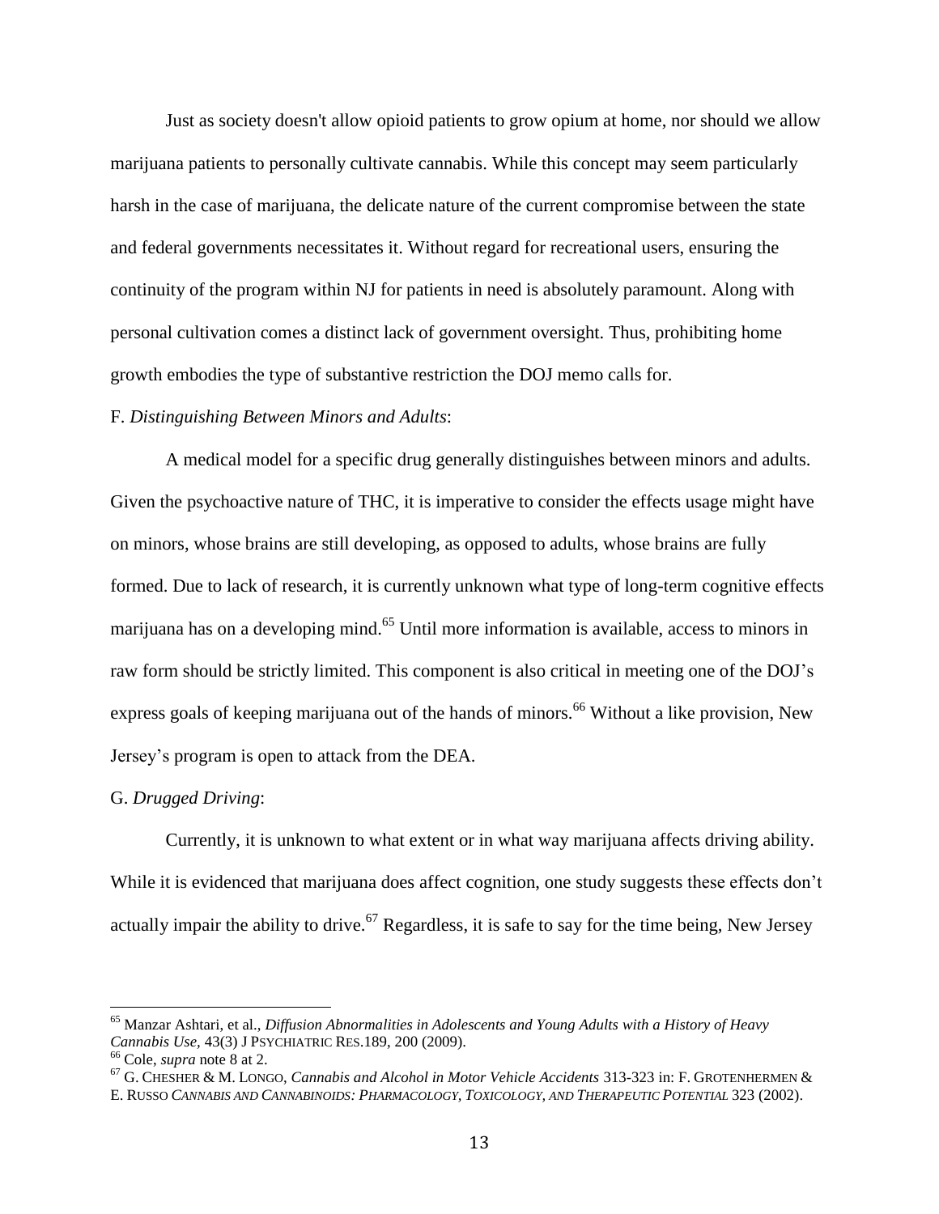Just as society doesn't allow opioid patients to grow opium at home, nor should we allow marijuana patients to personally cultivate cannabis. While this concept may seem particularly harsh in the case of marijuana, the delicate nature of the current compromise between the state and federal governments necessitates it. Without regard for recreational users, ensuring the continuity of the program within NJ for patients in need is absolutely paramount. Along with personal cultivation comes a distinct lack of government oversight. Thus, prohibiting home growth embodies the type of substantive restriction the DOJ memo calls for.

F. *Distinguishing Between Minors and Adults*:

A medical model for a specific drug generally distinguishes between minors and adults. Given the psychoactive nature of THC, it is imperative to consider the effects usage might have on minors, whose brains are still developing, as opposed to adults, whose brains are fully formed. Due to lack of research, it is currently unknown what type of long-term cognitive effects marijuana has on a developing mind.[65] Until more information is available, access to minors in raw form should be strictly limited. This component is also critical in meeting one of the DOJ's express goals of keeping marijuana out of the hands of minors.[66] Without a like provision, New Jersey's program is open to attack from the DEA.

G. *Drugged Driving*:

Currently, it is unknown to what extent or in what way marijuana affects driving ability. While it is evidenced that marijuana does affect cognition, one study suggests these effects don't actually impair the ability to drive.[67] Regardless, it is safe to say for the time being, New Jersey

---

[65] Manzar Ashtari, et al., *Diffusion Abnormalities in Adolescents and Young Adults with a History of Heavy Cannabis Use,* 43(3) J PSYCHIATRIC RES.189, 200 (2009).

[66] Cole, *supra* note 8 at 2.

[67] G. CHESHER & M. LONGO, *Cannabis and Alcohol in Motor Vehicle Accidents* 313-323 in: F. GROTENHERMEN & E. RUSSO *CANNABIS AND CANNABINOIDS: PHARMACOLOGY, TOXICOLOGY, AND THERAPEUTIC POTENTIAL* 323 (2002).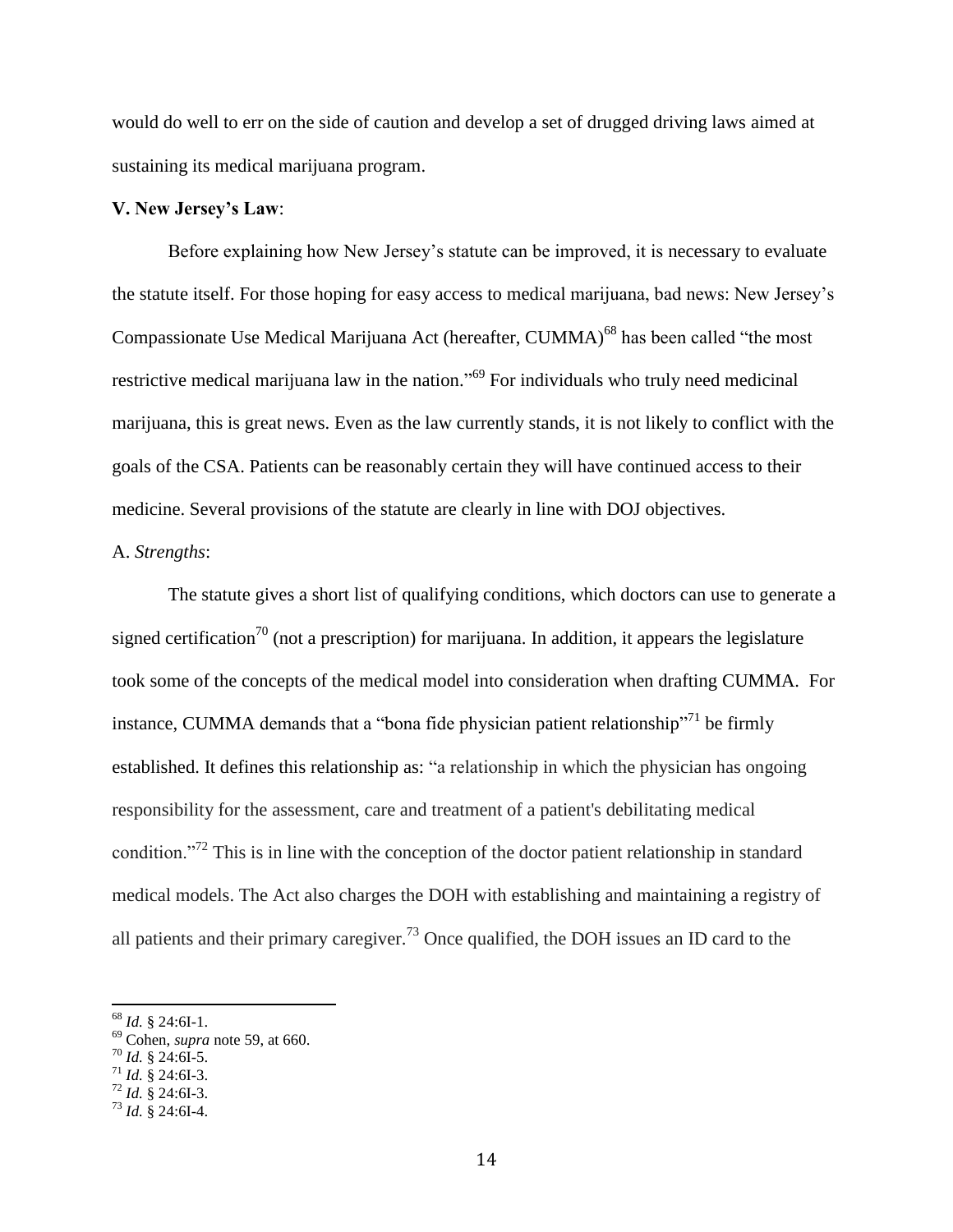would do well to err on the side of caution and develop a set of drugged driving laws aimed at sustaining its medical marijuana program.

**V. New Jersey's Law**:

Before explaining how New Jersey's statute can be improved, it is necessary to evaluate the statute itself. For those hoping for easy access to medical marijuana, bad news: New Jersey's Compassionate Use Medical Marijuana Act (hereafter, CUMMA)[68] has been called "the most restrictive medical marijuana law in the nation."[69] For individuals who truly need medicinal marijuana, this is great news. Even as the law currently stands, it is not likely to conflict with the goals of the CSA. Patients can be reasonably certain they will have continued access to their medicine. Several provisions of the statute are clearly in line with DOJ objectives.

A. *Strengths*:

The statute gives a short list of qualifying conditions, which doctors can use to generate a signed certification[70] (not a prescription) for marijuana. In addition, it appears the legislature took some of the concepts of the medical model into consideration when drafting CUMMA. For instance, CUMMA demands that a "bona fide physician patient relationship"[71] be firmly established. It defines this relationship as: "a relationship in which the physician has ongoing responsibility for the assessment, care and treatment of a patient's debilitating medical condition."[72] This is in line with the conception of the doctor patient relationship in standard medical models. The Act also charges the DOH with establishing and maintaining a registry of all patients and their primary caregiver.[73] Once qualified, the DOH issues an ID card to the

---

[68] *Id.* § 24:6I-1.

[69] Cohen, *supra* note 59, at 660.

[70] *Id.* § 24:6I-5.

[71] *Id.* § 24:6I-3.

[72] *Id.* § 24:6I-3.

[73] *Id.* § 24:6I-4.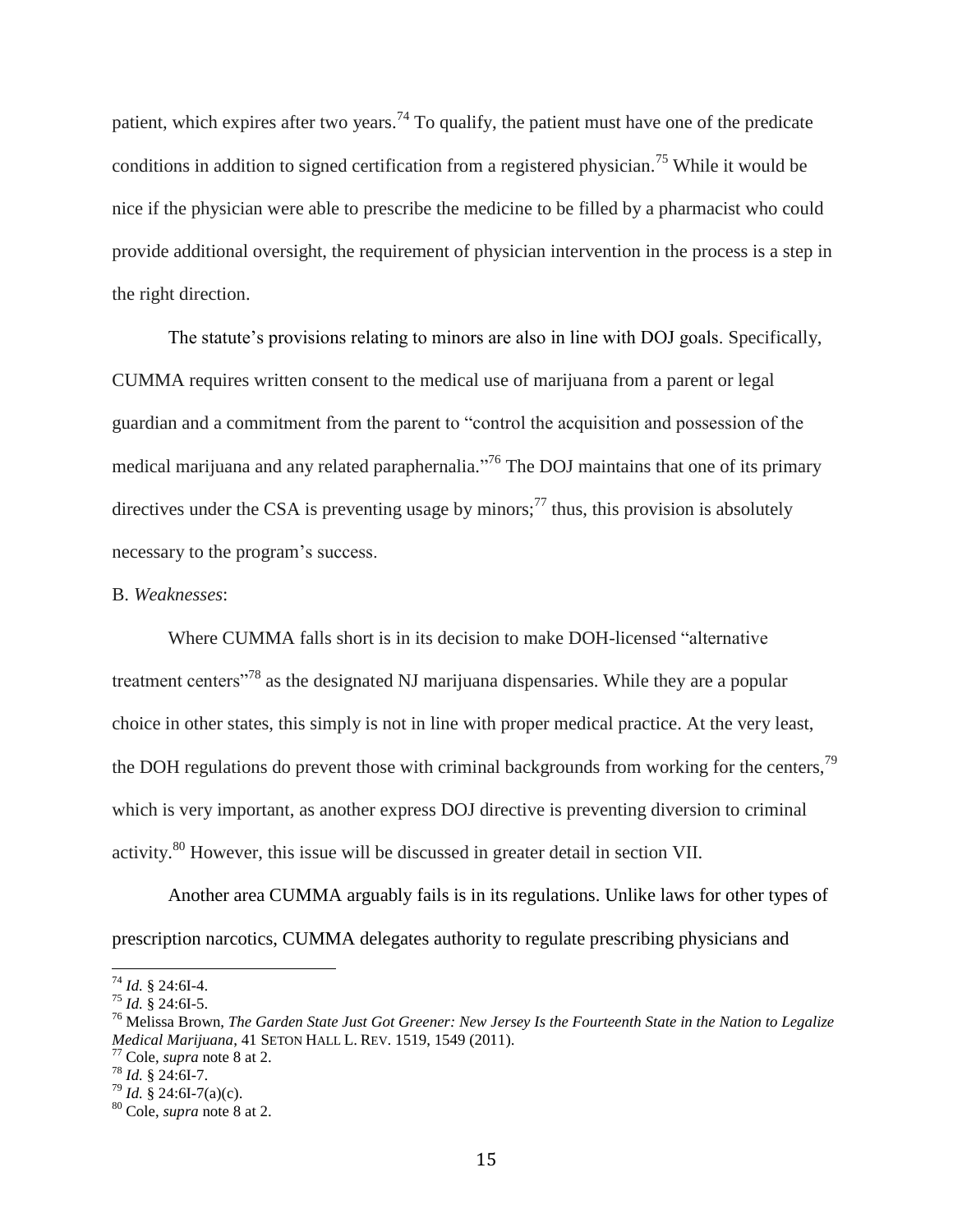patient, which expires after two years.[74] To qualify, the patient must have one of the predicate conditions in addition to signed certification from a registered physician.[75] While it would be nice if the physician were able to prescribe the medicine to be filled by a pharmacist who could provide additional oversight, the requirement of physician intervention in the process is a step in the right direction.

The statute's provisions relating to minors are also in line with DOJ goals. Specifically, CUMMA requires written consent to the medical use of marijuana from a parent or legal guardian and a commitment from the parent to "control the acquisition and possession of the medical marijuana and any related paraphernalia."[76] The DOJ maintains that one of its primary directives under the CSA is preventing usage by minors;[77] thus, this provision is absolutely necessary to the program's success.

B. *Weaknesses*:

Where CUMMA falls short is in its decision to make DOH-licensed "alternative treatment centers"[78] as the designated NJ marijuana dispensaries. While they are a popular choice in other states, this simply is not in line with proper medical practice. At the very least, the DOH regulations do prevent those with criminal backgrounds from working for the centers,[79] which is very important, as another express DOJ directive is preventing diversion to criminal activity.[80] However, this issue will be discussed in greater detail in section VII.

Another area CUMMA arguably fails is in its regulations. Unlike laws for other types of prescription narcotics, CUMMA delegates authority to regulate prescribing physicians and

---

[74] *Id.* § 24:6I-4.

[75] *Id.* § 24:6I-5.

[76] Melissa Brown, *The Garden State Just Got Greener: New Jersey Is the Fourteenth State in the Nation to Legalize Medical Marijuana*, 41 SETON HALL L. REV. 1519, 1549 (2011).

[77] Cole, *supra* note 8 at 2.

[78] *Id.* § 24:6I-7.

[79] *Id.* § 24:6I-7(a)(c).

[80] Cole, *supra* note 8 at 2.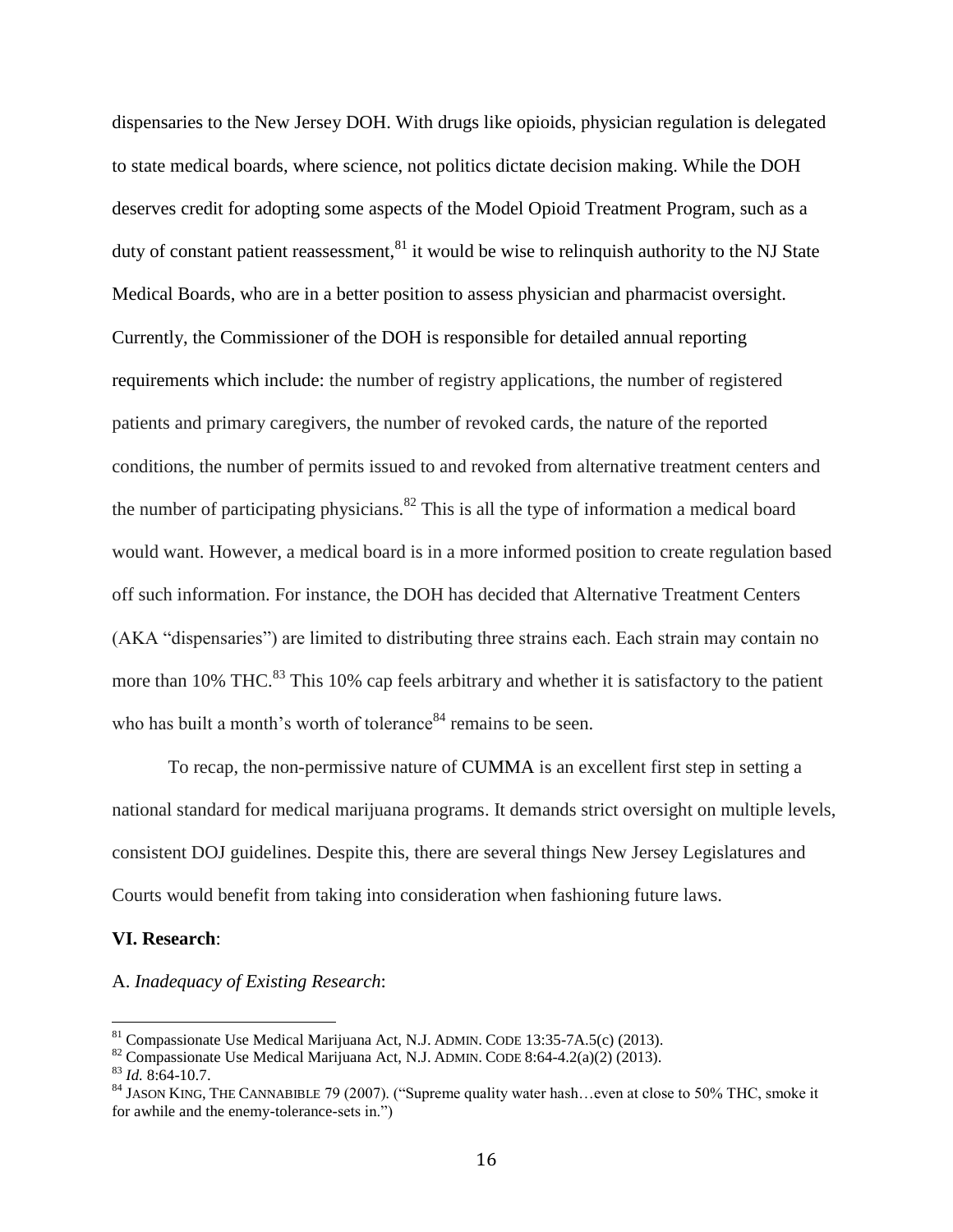dispensaries to the New Jersey DOH. With drugs like opioids, physician regulation is delegated to state medical boards, where science, not politics dictate decision making. While the DOH deserves credit for adopting some aspects of the Model Opioid Treatment Program, such as a duty of constant patient reassessment,[81] it would be wise to relinquish authority to the NJ State Medical Boards, who are in a better position to assess physician and pharmacist oversight. Currently, the Commissioner of the DOH is responsible for detailed annual reporting requirements which include: the number of registry applications, the number of registered patients and primary caregivers, the number of revoked cards, the nature of the reported conditions, the number of permits issued to and revoked from alternative treatment centers and the number of participating physicians.[82] This is all the type of information a medical board would want. However, a medical board is in a more informed position to create regulation based off such information. For instance, the DOH has decided that Alternative Treatment Centers (AKA "dispensaries") are limited to distributing three strains each. Each strain may contain no more than 10% THC.[83] This 10% cap feels arbitrary and whether it is satisfactory to the patient who has built a month's worth of tolerance[84] remains to be seen.

To recap, the non-permissive nature of CUMMA is an excellent first step in setting a national standard for medical marijuana programs. It demands strict oversight on multiple levels, consistent DOJ guidelines. Despite this, there are several things New Jersey Legislatures and Courts would benefit from taking into consideration when fashioning future laws.

## VI. Research:

### A. *Inadequacy of Existing Research*:

---

[81] Compassionate Use Medical Marijuana Act, N.J. ADMIN. CODE 13:35-7A.5(c) (2013).

[82] Compassionate Use Medical Marijuana Act, N.J. ADMIN. CODE 8:64-4.2(a)(2) (2013).

[83] *Id.* 8:64-10.7.

[84] JASON KING, THE CANNABIBLE 79 (2007). ("Supreme quality water hash…even at close to 50% THC, smoke it for awhile and the enemy-tolerance-sets in.")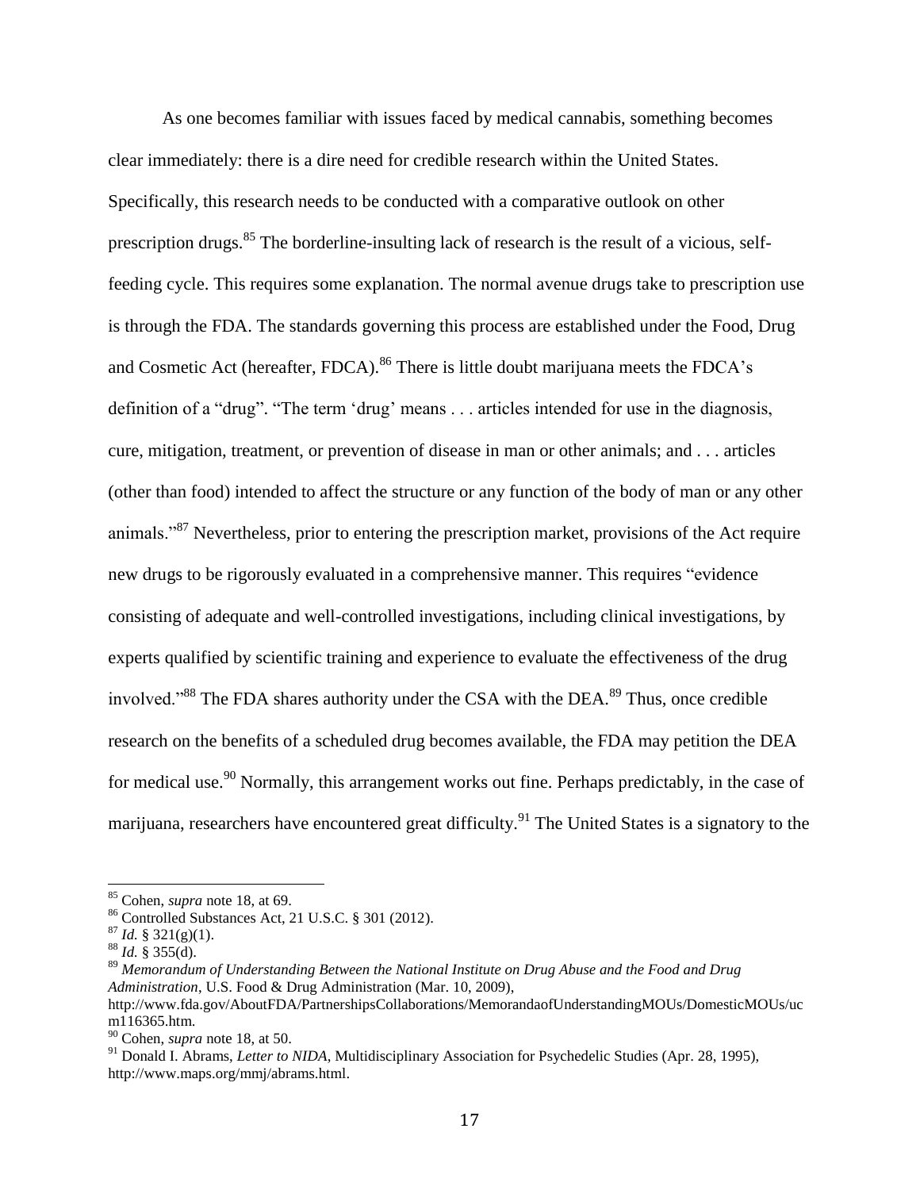As one becomes familiar with issues faced by medical cannabis, something becomes clear immediately: there is a dire need for credible research within the United States. Specifically, this research needs to be conducted with a comparative outlook on other prescription drugs.[85] The borderline-insulting lack of research is the result of a vicious, self-feeding cycle. This requires some explanation. The normal avenue drugs take to prescription use is through the FDA. The standards governing this process are established under the Food, Drug and Cosmetic Act (hereafter, FDCA).[86] There is little doubt marijuana meets the FDCA's definition of a "drug". "The term 'drug' means . . . articles intended for use in the diagnosis, cure, mitigation, treatment, or prevention of disease in man or other animals; and . . . articles (other than food) intended to affect the structure or any function of the body of man or any other animals."[87] Nevertheless, prior to entering the prescription market, provisions of the Act require new drugs to be rigorously evaluated in a comprehensive manner. This requires "evidence consisting of adequate and well-controlled investigations, including clinical investigations, by experts qualified by scientific training and experience to evaluate the effectiveness of the drug involved."[88] The FDA shares authority under the CSA with the DEA.[89] Thus, once credible research on the benefits of a scheduled drug becomes available, the FDA may petition the DEA for medical use.[90] Normally, this arrangement works out fine. Perhaps predictably, in the case of marijuana, researchers have encountered great difficulty.[91] The United States is a signatory to the

---

[85] Cohen, *supra* note 18, at 69.

[86] Controlled Substances Act, 21 U.S.C. § 301 (2012).

[87] *Id.* § 321(g)(1).

[88] *Id.* § 355(d).

[89] *Memorandum of Understanding Between the National Institute on Drug Abuse and the Food and Drug Administration*, U.S. Food & Drug Administration (Mar. 10, 2009), http://www.fda.gov/AboutFDA/PartnershipsCollaborations/MemorandaofUnderstandingMOUs/DomesticMOUs/ucm116365.htm.

[90] Cohen, *supra* note 18, at 50.

[91] Donald I. Abrams, *Letter to NIDA*, Multidisciplinary Association for Psychedelic Studies (Apr. 28, 1995), http://www.maps.org/mmj/abrams.html.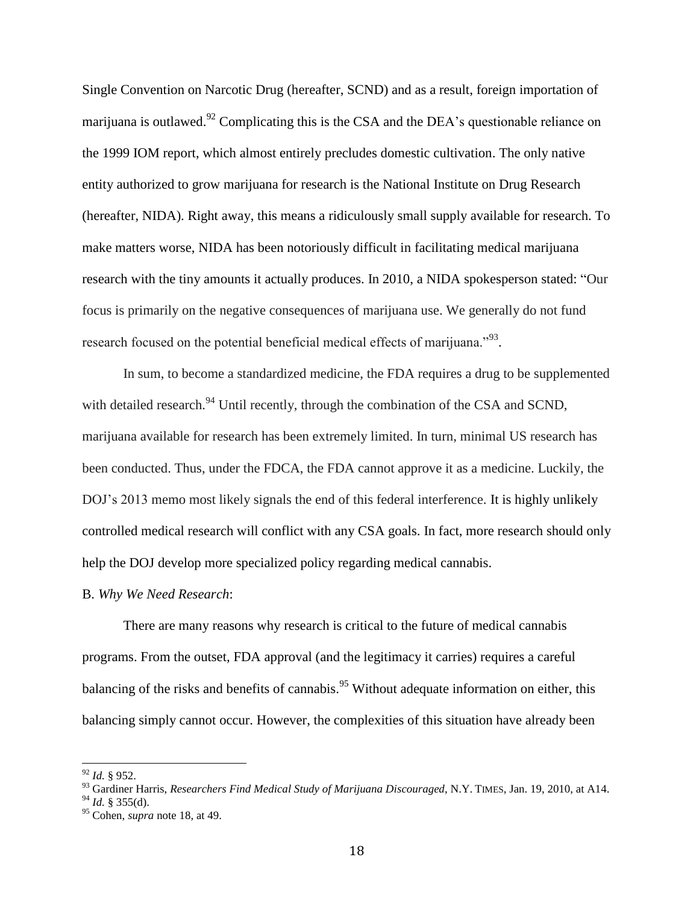Single Convention on Narcotic Drug (hereafter, SCND) and as a result, foreign importation of marijuana is outlawed.[92] Complicating this is the CSA and the DEA's questionable reliance on the 1999 IOM report, which almost entirely precludes domestic cultivation. The only native entity authorized to grow marijuana for research is the National Institute on Drug Research (hereafter, NIDA). Right away, this means a ridiculously small supply available for research. To make matters worse, NIDA has been notoriously difficult in facilitating medical marijuana research with the tiny amounts it actually produces. In 2010, a NIDA spokesperson stated: "Our focus is primarily on the negative consequences of marijuana use. We generally do not fund research focused on the potential beneficial medical effects of marijuana."[93].

In sum, to become a standardized medicine, the FDA requires a drug to be supplemented with detailed research.[94] Until recently, through the combination of the CSA and SCND, marijuana available for research has been extremely limited. In turn, minimal US research has been conducted. Thus, under the FDCA, the FDA cannot approve it as a medicine. Luckily, the DOJ's 2013 memo most likely signals the end of this federal interference. It is highly unlikely controlled medical research will conflict with any CSA goals. In fact, more research should only help the DOJ develop more specialized policy regarding medical cannabis.

B. *Why We Need Research*:

There are many reasons why research is critical to the future of medical cannabis programs. From the outset, FDA approval (and the legitimacy it carries) requires a careful balancing of the risks and benefits of cannabis.[95] Without adequate information on either, this balancing simply cannot occur. However, the complexities of this situation have already been

---

[92] *Id.* § 952.

[93] Gardiner Harris, *Researchers Find Medical Study of Marijuana Discouraged*, N.Y. TIMES, Jan. 19, 2010, at A14.

[94] *Id.* § 355(d).

[95] Cohen, *supra* note 18, at 49.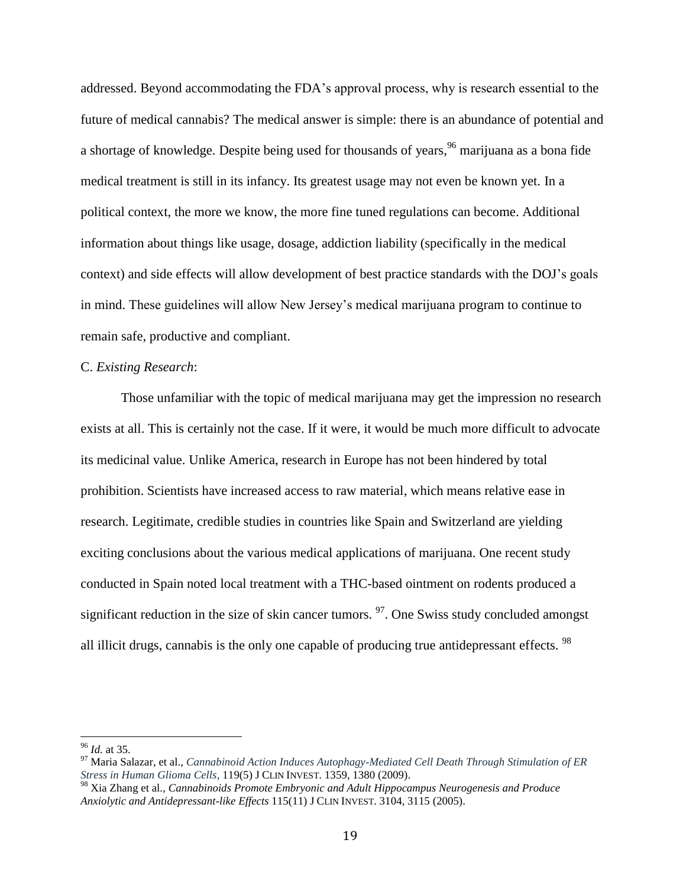addressed. Beyond accommodating the FDA's approval process, why is research essential to the future of medical cannabis? The medical answer is simple: there is an abundance of potential and a shortage of knowledge. Despite being used for thousands of years,[96] marijuana as a bona fide medical treatment is still in its infancy. Its greatest usage may not even be known yet. In a political context, the more we know, the more fine tuned regulations can become. Additional information about things like usage, dosage, addiction liability (specifically in the medical context) and side effects will allow development of best practice standards with the DOJ's goals in mind. These guidelines will allow New Jersey's medical marijuana program to continue to remain safe, productive and compliant.

C. *Existing Research*:

Those unfamiliar with the topic of medical marijuana may get the impression no research exists at all. This is certainly not the case. If it were, it would be much more difficult to advocate its medicinal value. Unlike America, research in Europe has not been hindered by total prohibition. Scientists have increased access to raw material, which means relative ease in research. Legitimate, credible studies in countries like Spain and Switzerland are yielding exciting conclusions about the various medical applications of marijuana. One recent study conducted in Spain noted local treatment with a THC-based ointment on rodents produced a significant reduction in the size of skin cancer tumors. [97]. One Swiss study concluded amongst all illicit drugs, cannabis is the only one capable of producing true antidepressant effects. [98]

---

[96] *Id.* at 35.

[97] Maria Salazar, et al., *Cannabinoid Action Induces Autophagy-Mediated Cell Death Through Stimulation of ER Stress in Human Glioma Cells*, 119(5) J CLIN INVEST. 1359, 1380 (2009).

[98] Xia Zhang et al., *Cannabinoids Promote Embryonic and Adult Hippocampus Neurogenesis and Produce Anxiolytic and Antidepressant-like Effects* 115(11) J CLIN INVEST. 3104, 3115 (2005).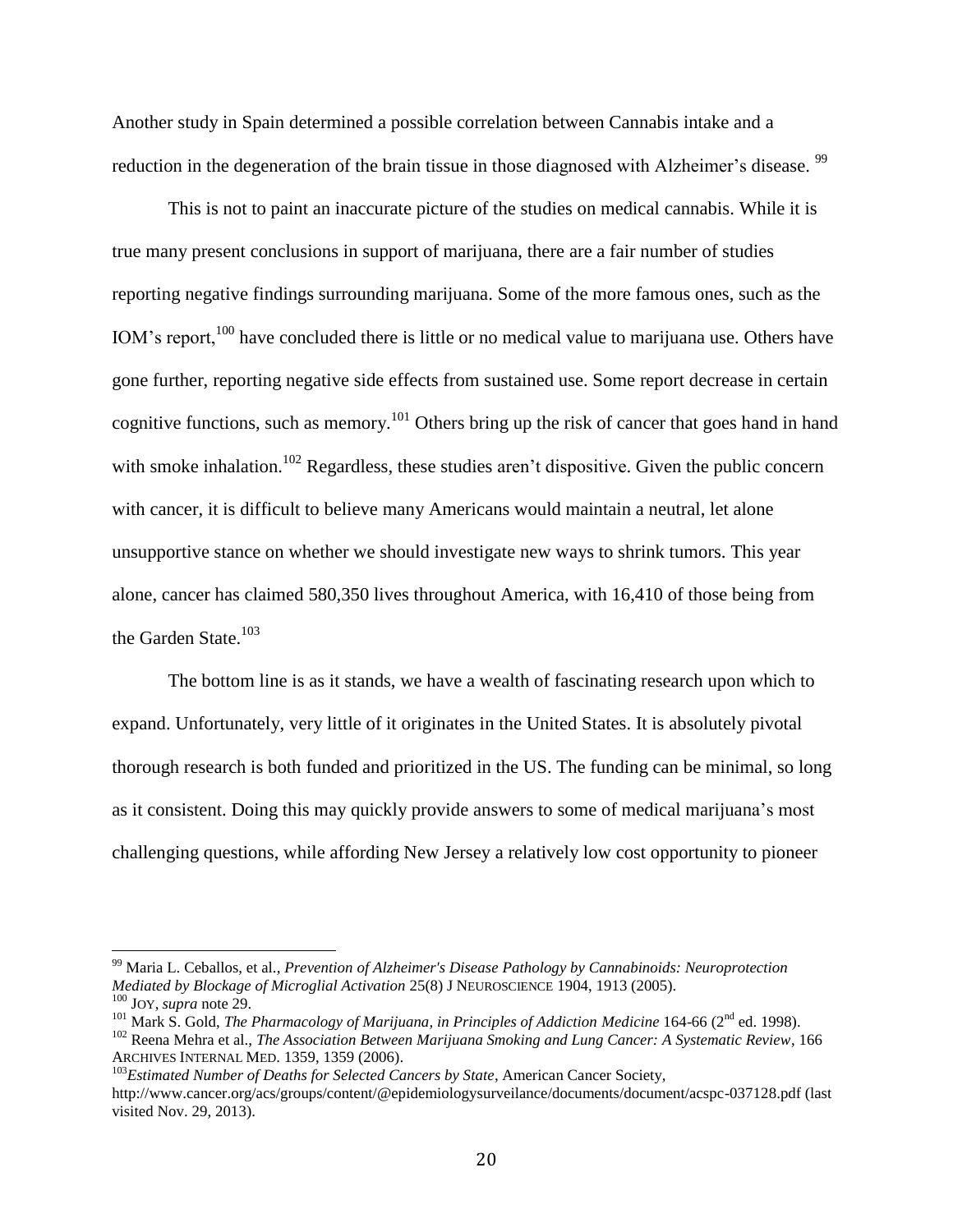Another study in Spain determined a possible correlation between Cannabis intake and a reduction in the degeneration of the brain tissue in those diagnosed with Alzheimer's disease. [99]

This is not to paint an inaccurate picture of the studies on medical cannabis. While it is true many present conclusions in support of marijuana, there are a fair number of studies reporting negative findings surrounding marijuana. Some of the more famous ones, such as the IOM's report,[100] have concluded there is little or no medical value to marijuana use. Others have gone further, reporting negative side effects from sustained use. Some report decrease in certain cognitive functions, such as memory.[101] Others bring up the risk of cancer that goes hand in hand with smoke inhalation.[102] Regardless, these studies aren't dispositive. Given the public concern with cancer, it is difficult to believe many Americans would maintain a neutral, let alone unsupportive stance on whether we should investigate new ways to shrink tumors. This year alone, cancer has claimed 580,350 lives throughout America, with 16,410 of those being from the Garden State.[103]

The bottom line is as it stands, we have a wealth of fascinating research upon which to expand. Unfortunately, very little of it originates in the United States. It is absolutely pivotal thorough research is both funded and prioritized in the US. The funding can be minimal, so long as it consistent. Doing this may quickly provide answers to some of medical marijuana's most challenging questions, while affording New Jersey a relatively low cost opportunity to pioneer

---

[99] Maria L. Ceballos, et al., *Prevention of Alzheimer's Disease Pathology by Cannabinoids: Neuroprotection Mediated by Blockage of Microglial Activation* 25(8) J NEUROSCIENCE 1904, 1913 (2005).

[100] JOY, *supra* note 29.

[101] Mark S. Gold, *The Pharmacology of Marijuana, in Principles of Addiction Medicine* 164-66 (2nd ed. 1998).

[102] Reena Mehra et al., *The Association Between Marijuana Smoking and Lung Cancer: A Systematic Review*, 166 ARCHIVES INTERNAL MED. 1359, 1359 (2006).

[103] *Estimated Number of Deaths for Selected Cancers by State*, American Cancer Society, http://www.cancer.org/acs/groups/content/@epidemiologysurveilance/documents/document/acspc-037128.pdf (last visited Nov. 29, 2013).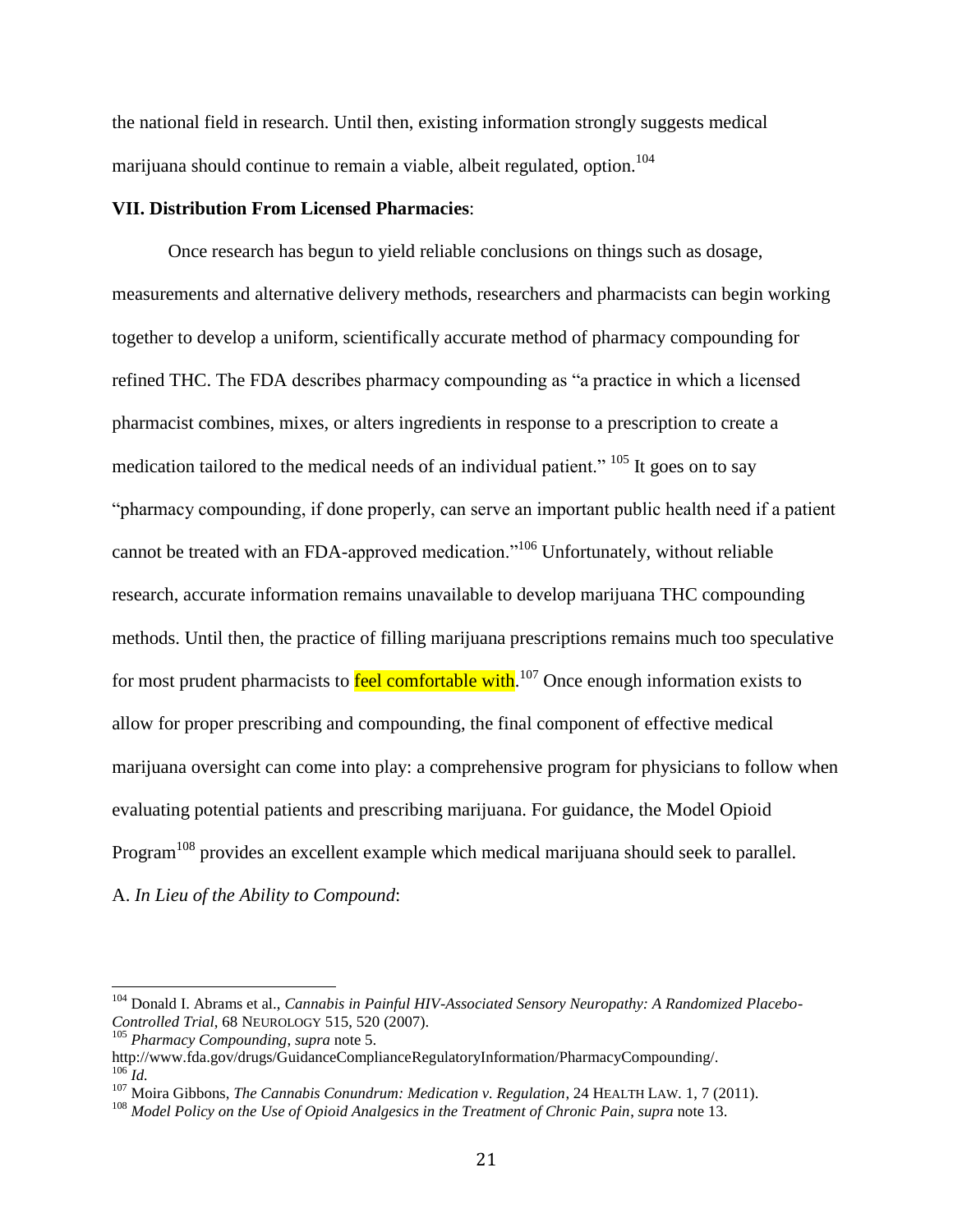the national field in research. Until then, existing information strongly suggests medical marijuana should continue to remain a viable, albeit regulated, option.[104]

**VII. Distribution From Licensed Pharmacies**:

Once research has begun to yield reliable conclusions on things such as dosage, measurements and alternative delivery methods, researchers and pharmacists can begin working together to develop a uniform, scientifically accurate method of pharmacy compounding for refined THC. The FDA describes pharmacy compounding as "a practice in which a licensed pharmacist combines, mixes, or alters ingredients in response to a prescription to create a medication tailored to the medical needs of an individual patient." [105] It goes on to say "pharmacy compounding, if done properly, can serve an important public health need if a patient cannot be treated with an FDA-approved medication."[106] Unfortunately, without reliable research, accurate information remains unavailable to develop marijuana THC compounding methods. Until then, the practice of filling marijuana prescriptions remains much too speculative for most prudent pharmacists to feel comfortable with.[107] Once enough information exists to allow for proper prescribing and compounding, the final component of effective medical marijuana oversight can come into play: a comprehensive program for physicians to follow when evaluating potential patients and prescribing marijuana. For guidance, the Model Opioid Program[108] provides an excellent example which medical marijuana should seek to parallel.

A. *In Lieu of the Ability to Compound*:

---

[104] Donald I. Abrams et al., *Cannabis in Painful HIV-Associated Sensory Neuropathy: A Randomized Placebo-Controlled Trial*, 68 NEUROLOGY 515, 520 (2007).

[105] *Pharmacy Compounding*, *supra* note 5. http://www.fda.gov/drugs/GuidanceComplianceRegulatoryInformation/PharmacyCompounding/.

[106] *Id.*

[107] Moira Gibbons, *The Cannabis Conundrum: Medication v. Regulation*, 24 HEALTH LAW. 1, 7 (2011).

[108] *Model Policy on the Use of Opioid Analgesics in the Treatment of Chronic Pain*, *supra* note 13.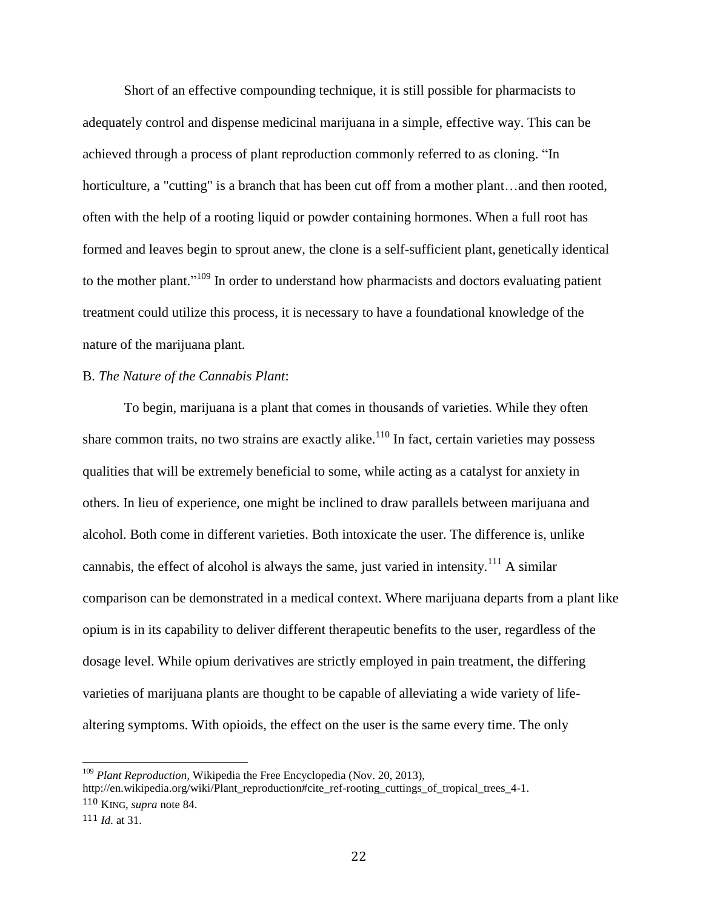Short of an effective compounding technique, it is still possible for pharmacists to adequately control and dispense medicinal marijuana in a simple, effective way. This can be achieved through a process of plant reproduction commonly referred to as cloning. "In horticulture, a "cutting" is a branch that has been cut off from a mother plant…and then rooted, often with the help of a rooting liquid or powder containing hormones. When a full root has formed and leaves begin to sprout anew, the clone is a self-sufficient plant, genetically identical to the mother plant."[109] In order to understand how pharmacists and doctors evaluating patient treatment could utilize this process, it is necessary to have a foundational knowledge of the nature of the marijuana plant.

B. *The Nature of the Cannabis Plant*:

To begin, marijuana is a plant that comes in thousands of varieties. While they often share common traits, no two strains are exactly alike.[110] In fact, certain varieties may possess qualities that will be extremely beneficial to some, while acting as a catalyst for anxiety in others. In lieu of experience, one might be inclined to draw parallels between marijuana and alcohol. Both come in different varieties. Both intoxicate the user. The difference is, unlike cannabis, the effect of alcohol is always the same, just varied in intensity.[111] A similar comparison can be demonstrated in a medical context. Where marijuana departs from a plant like opium is in its capability to deliver different therapeutic benefits to the user, regardless of the dosage level. While opium derivatives are strictly employed in pain treatment, the differing varieties of marijuana plants are thought to be capable of alleviating a wide variety of life-altering symptoms. With opioids, the effect on the user is the same every time. The only

---

[109] *Plant Reproduction*, Wikipedia the Free Encyclopedia (Nov. 20, 2013), http://en.wikipedia.org/wiki/Plant_reproduction#cite_ref-rooting_cuttings_of_tropical_trees_4-1.

[110] KING, *supra* note 84.

[111] *Id.* at 31.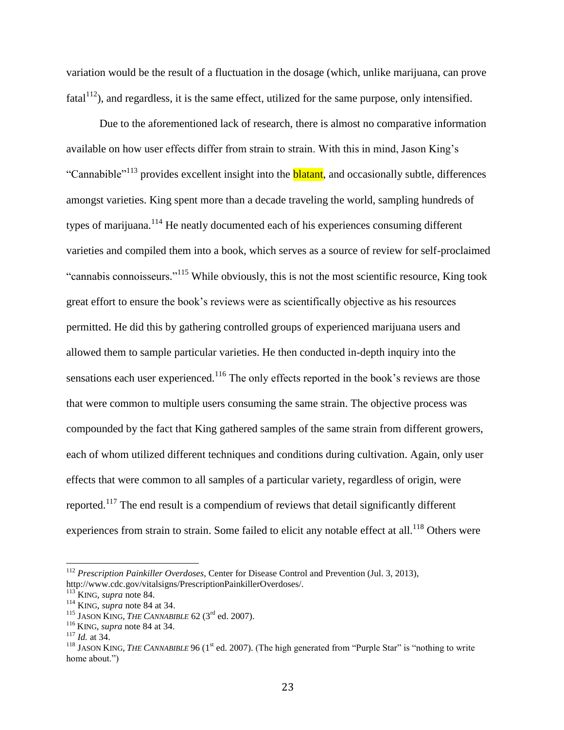variation would be the result of a fluctuation in the dosage (which, unlike marijuana, can prove fatal[112]), and regardless, it is the same effect, utilized for the same purpose, only intensified.

Due to the aforementioned lack of research, there is almost no comparative information available on how user effects differ from strain to strain. With this in mind, Jason King's "Cannabible"[113] provides excellent insight into the blatant, and occasionally subtle, differences amongst varieties. King spent more than a decade traveling the world, sampling hundreds of types of marijuana.[114] He neatly documented each of his experiences consuming different varieties and compiled them into a book, which serves as a source of review for self-proclaimed "cannabis connoisseurs."[115] While obviously, this is not the most scientific resource, King took great effort to ensure the book's reviews were as scientifically objective as his resources permitted. He did this by gathering controlled groups of experienced marijuana users and allowed them to sample particular varieties. He then conducted in-depth inquiry into the sensations each user experienced.[116] The only effects reported in the book's reviews are those that were common to multiple users consuming the same strain. The objective process was compounded by the fact that King gathered samples of the same strain from different growers, each of whom utilized different techniques and conditions during cultivation. Again, only user effects that were common to all samples of a particular variety, regardless of origin, were reported.[117] The end result is a compendium of reviews that detail significantly different experiences from strain to strain. Some failed to elicit any notable effect at all.[118] Others were

---

[112] *Prescription Painkiller Overdoses*, Center for Disease Control and Prevention (Jul. 3, 2013), http://www.cdc.gov/vitalsigns/PrescriptionPainkillerOverdoses/.

[113] KING, *supra* note 84.

[114] KING, *supra* note 84 at 34.

[115] JASON KING, *THE CANNABIBLE* 62 (3rd ed. 2007).

[116] KING, *supra* note 84 at 34.

[117] *Id.* at 34.

[118] JASON KING, *THE CANNABIBLE* 96 (1st ed. 2007). (The high generated from "Purple Star" is "nothing to write home about.")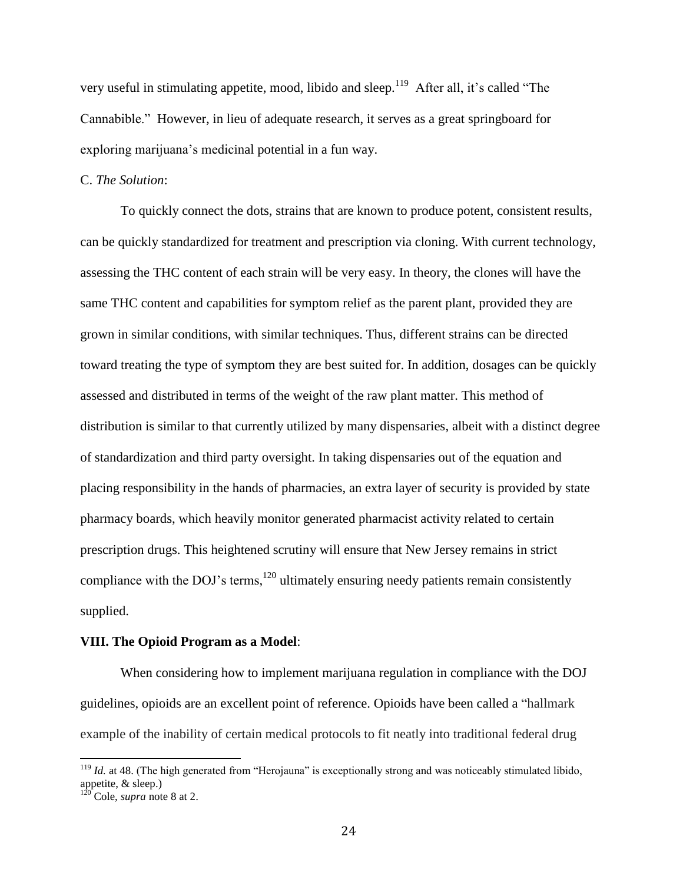very useful in stimulating appetite, mood, libido and sleep.[119] After all, it's called "The Cannabible." However, in lieu of adequate research, it serves as a great springboard for exploring marijuana's medicinal potential in a fun way.

C. *The Solution*:

To quickly connect the dots, strains that are known to produce potent, consistent results, can be quickly standardized for treatment and prescription via cloning. With current technology, assessing the THC content of each strain will be very easy. In theory, the clones will have the same THC content and capabilities for symptom relief as the parent plant, provided they are grown in similar conditions, with similar techniques. Thus, different strains can be directed toward treating the type of symptom they are best suited for. In addition, dosages can be quickly assessed and distributed in terms of the weight of the raw plant matter. This method of distribution is similar to that currently utilized by many dispensaries, albeit with a distinct degree of standardization and third party oversight. In taking dispensaries out of the equation and placing responsibility in the hands of pharmacies, an extra layer of security is provided by state pharmacy boards, which heavily monitor generated pharmacist activity related to certain prescription drugs. This heightened scrutiny will ensure that New Jersey remains in strict compliance with the DOJ's terms,[120] ultimately ensuring needy patients remain consistently supplied.

**VIII. The Opioid Program as a Model**:

When considering how to implement marijuana regulation in compliance with the DOJ guidelines, opioids are an excellent point of reference. Opioids have been called a "hallmark example of the inability of certain medical protocols to fit neatly into traditional federal drug

---

[119] *Id.* at 48. (The high generated from "Herojauna" is exceptionally strong and was noticeably stimulated libido, appetite, & sleep.)

[120] Cole, *supra* note 8 at 2.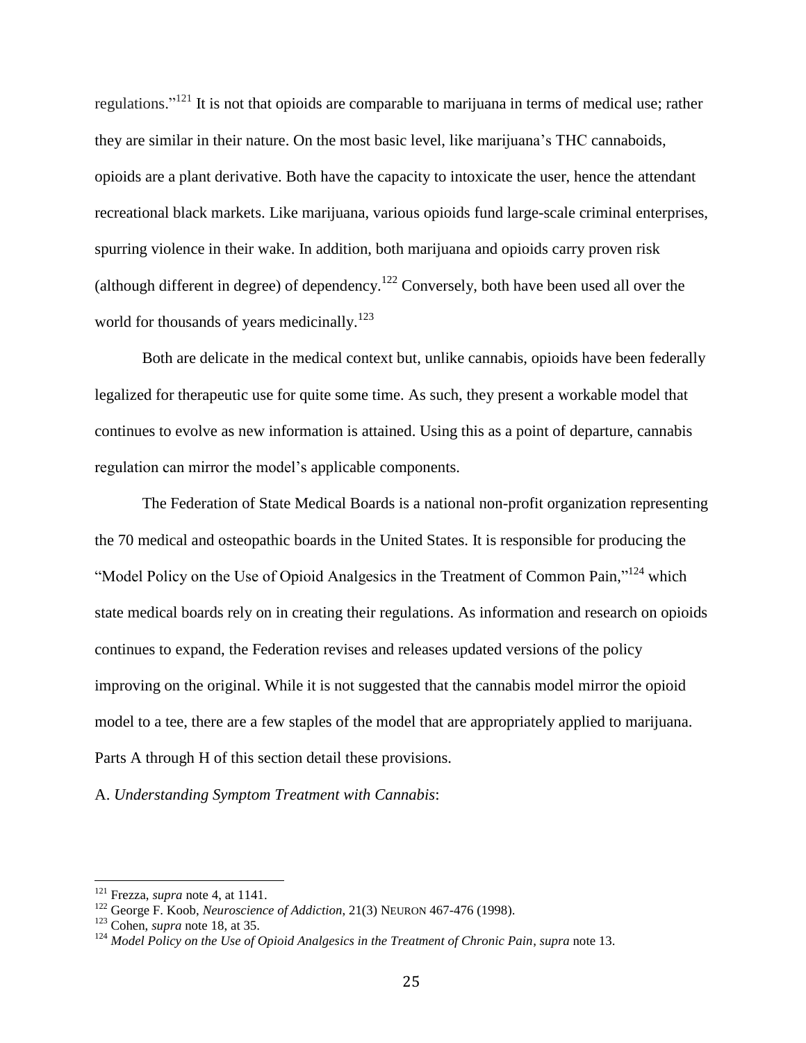regulations."[121] It is not that opioids are comparable to marijuana in terms of medical use; rather they are similar in their nature. On the most basic level, like marijuana's THC cannaboids, opioids are a plant derivative. Both have the capacity to intoxicate the user, hence the attendant recreational black markets. Like marijuana, various opioids fund large-scale criminal enterprises, spurring violence in their wake. In addition, both marijuana and opioids carry proven risk (although different in degree) of dependency.[122] Conversely, both have been used all over the world for thousands of years medicinally.[123]

Both are delicate in the medical context but, unlike cannabis, opioids have been federally legalized for therapeutic use for quite some time. As such, they present a workable model that continues to evolve as new information is attained. Using this as a point of departure, cannabis regulation can mirror the model's applicable components.

The Federation of State Medical Boards is a national non-profit organization representing the 70 medical and osteopathic boards in the United States. It is responsible for producing the "Model Policy on the Use of Opioid Analgesics in the Treatment of Common Pain,"[124] which state medical boards rely on in creating their regulations. As information and research on opioids continues to expand, the Federation revises and releases updated versions of the policy improving on the original. While it is not suggested that the cannabis model mirror the opioid model to a tee, there are a few staples of the model that are appropriately applied to marijuana. Parts A through H of this section detail these provisions.

A. *Understanding Symptom Treatment with Cannabis*:

---

[121] Frezza, *supra* note 4, at 1141.

[122] George F. Koob, *Neuroscience of Addiction*, 21(3) NEURON 467-476 (1998).

[123] Cohen, *supra* note 18, at 35.

[124] *Model Policy on the Use of Opioid Analgesics in the Treatment of Chronic Pain*, *supra* note 13.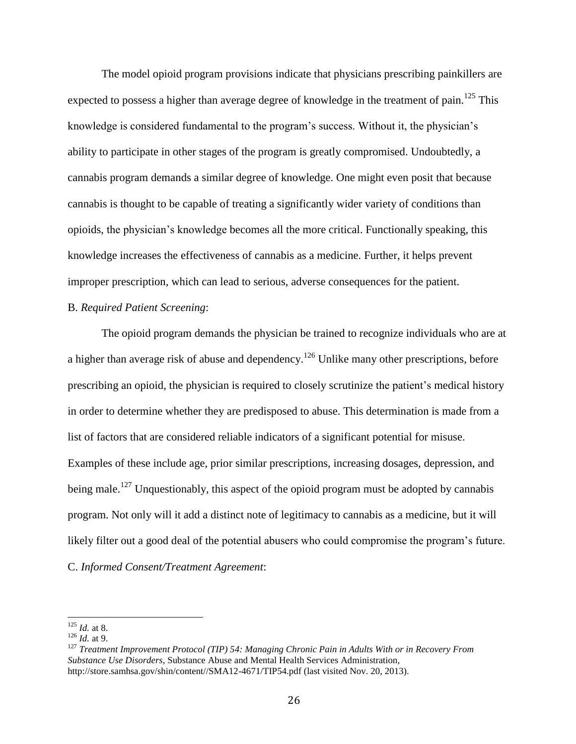The model opioid program provisions indicate that physicians prescribing painkillers are expected to possess a higher than average degree of knowledge in the treatment of pain.[125] This knowledge is considered fundamental to the program's success. Without it, the physician's ability to participate in other stages of the program is greatly compromised. Undoubtedly, a cannabis program demands a similar degree of knowledge. One might even posit that because cannabis is thought to be capable of treating a significantly wider variety of conditions than opioids, the physician's knowledge becomes all the more critical. Functionally speaking, this knowledge increases the effectiveness of cannabis as a medicine. Further, it helps prevent improper prescription, which can lead to serious, adverse consequences for the patient.

B. *Required Patient Screening*:

The opioid program demands the physician be trained to recognize individuals who are at a higher than average risk of abuse and dependency.[126] Unlike many other prescriptions, before prescribing an opioid, the physician is required to closely scrutinize the patient's medical history in order to determine whether they are predisposed to abuse. This determination is made from a list of factors that are considered reliable indicators of a significant potential for misuse. Examples of these include age, prior similar prescriptions, increasing dosages, depression, and being male.[127] Unquestionably, this aspect of the opioid program must be adopted by cannabis program. Not only will it add a distinct note of legitimacy to cannabis as a medicine, but it will likely filter out a good deal of the potential abusers who could compromise the program's future.

C. *Informed Consent/Treatment Agreement*:

---

[125] *Id.* at 8.

[126] *Id.* at 9.

[127] *Treatment Improvement Protocol (TIP) 54: Managing Chronic Pain in Adults With or in Recovery From Substance Use Disorders*, Substance Abuse and Mental Health Services Administration, http://store.samhsa.gov/shin/content//SMA12-4671/TIP54.pdf (last visited Nov. 20, 2013).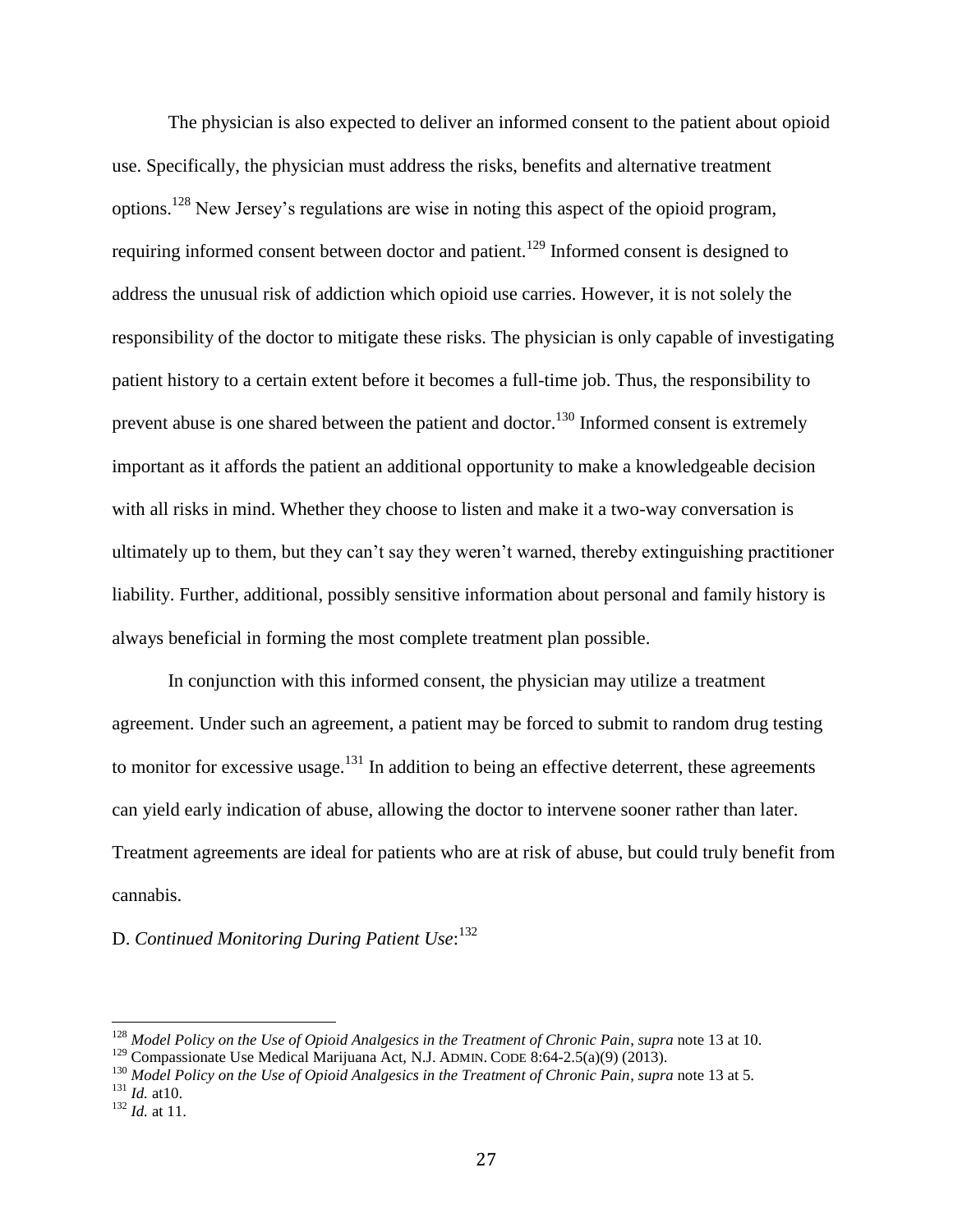The physician is also expected to deliver an informed consent to the patient about opioid use. Specifically, the physician must address the risks, benefits and alternative treatment options.[128] New Jersey's regulations are wise in noting this aspect of the opioid program, requiring informed consent between doctor and patient.[129] Informed consent is designed to address the unusual risk of addiction which opioid use carries. However, it is not solely the responsibility of the doctor to mitigate these risks. The physician is only capable of investigating patient history to a certain extent before it becomes a full-time job. Thus, the responsibility to prevent abuse is one shared between the patient and doctor.[130] Informed consent is extremely important as it affords the patient an additional opportunity to make a knowledgeable decision with all risks in mind. Whether they choose to listen and make it a two-way conversation is ultimately up to them, but they can't say they weren't warned, thereby extinguishing practitioner liability. Further, additional, possibly sensitive information about personal and family history is always beneficial in forming the most complete treatment plan possible.

In conjunction with this informed consent, the physician may utilize a treatment agreement. Under such an agreement, a patient may be forced to submit to random drug testing to monitor for excessive usage.[131] In addition to being an effective deterrent, these agreements can yield early indication of abuse, allowing the doctor to intervene sooner rather than later. Treatment agreements are ideal for patients who are at risk of abuse, but could truly benefit from cannabis.

D. *Continued Monitoring During Patient Use*:[132]

---

[128] *Model Policy on the Use of Opioid Analgesics in the Treatment of Chronic Pain*, *supra* note 13 at 10.

[129] Compassionate Use Medical Marijuana Act, N.J. ADMIN. CODE 8:64-2.5(a)(9) (2013).

[130] *Model Policy on the Use of Opioid Analgesics in the Treatment of Chronic Pain*, *supra* note 13 at 5.

[131] *Id.* at10.

[132] *Id.* at 11.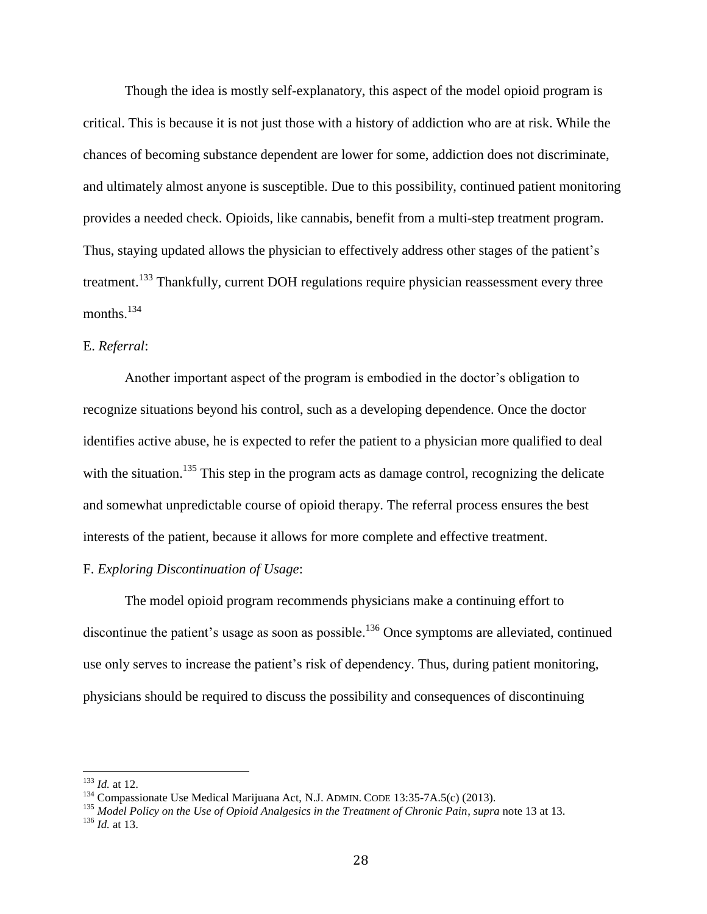Though the idea is mostly self-explanatory, this aspect of the model opioid program is critical. This is because it is not just those with a history of addiction who are at risk. While the chances of becoming substance dependent are lower for some, addiction does not discriminate, and ultimately almost anyone is susceptible. Due to this possibility, continued patient monitoring provides a needed check. Opioids, like cannabis, benefit from a multi-step treatment program. Thus, staying updated allows the physician to effectively address other stages of the patient's treatment.[133] Thankfully, current DOH regulations require physician reassessment every three months.[134]

E. *Referral*:

Another important aspect of the program is embodied in the doctor's obligation to recognize situations beyond his control, such as a developing dependence. Once the doctor identifies active abuse, he is expected to refer the patient to a physician more qualified to deal with the situation.[135] This step in the program acts as damage control, recognizing the delicate and somewhat unpredictable course of opioid therapy. The referral process ensures the best interests of the patient, because it allows for more complete and effective treatment.

F. *Exploring Discontinuation of Usage*:

The model opioid program recommends physicians make a continuing effort to discontinue the patient's usage as soon as possible.[136] Once symptoms are alleviated, continued use only serves to increase the patient's risk of dependency. Thus, during patient monitoring, physicians should be required to discuss the possibility and consequences of discontinuing

---

[133] *Id.* at 12.

[134] Compassionate Use Medical Marijuana Act, N.J. ADMIN. CODE 13:35-7A.5(c) (2013).

[135] *Model Policy on the Use of Opioid Analgesics in the Treatment of Chronic Pain*, *supra* note 13 at 13.

[136] *Id.* at 13.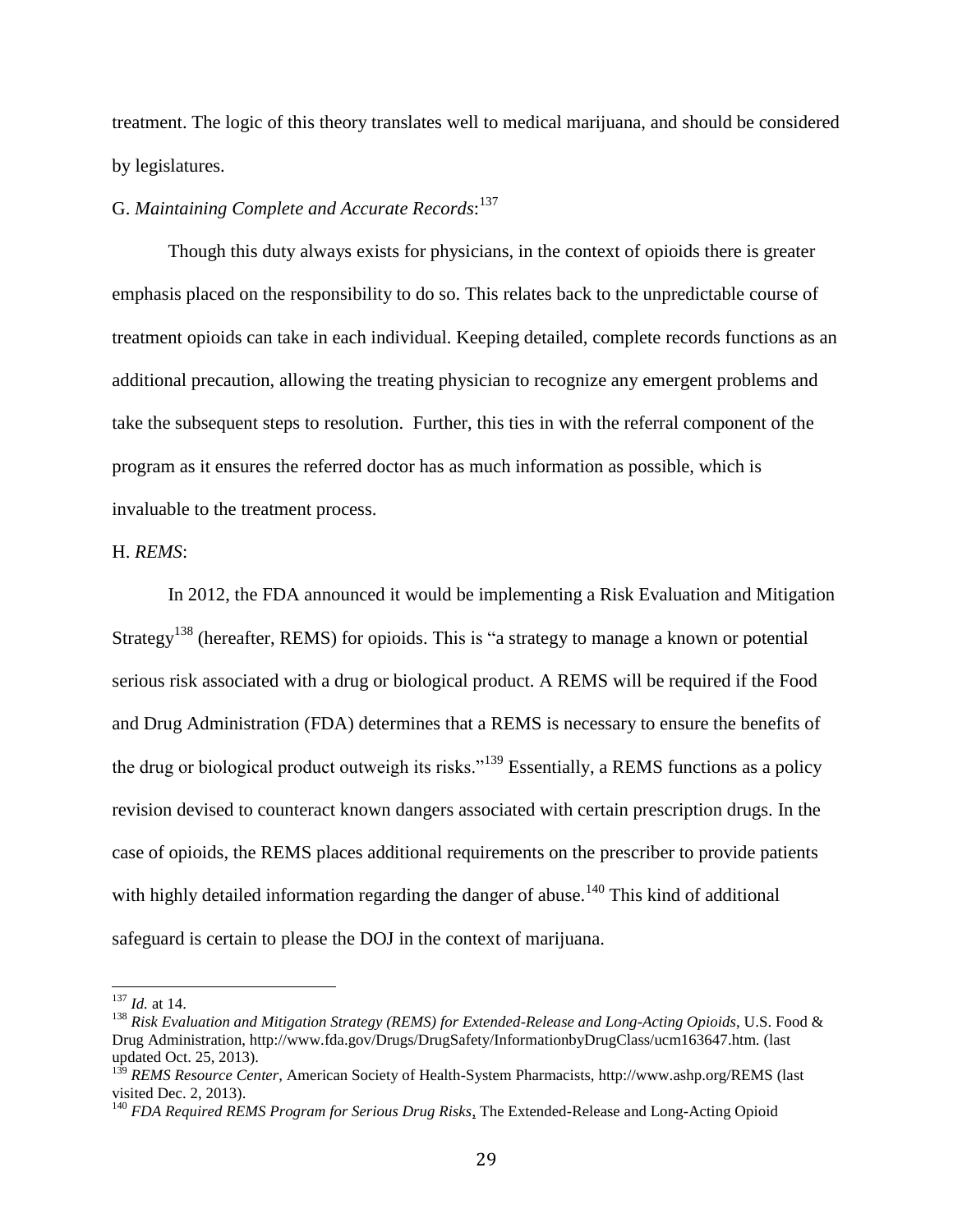treatment. The logic of this theory translates well to medical marijuana, and should be considered by legislatures.

G. *Maintaining Complete and Accurate Records*:[137]

Though this duty always exists for physicians, in the context of opioids there is greater emphasis placed on the responsibility to do so. This relates back to the unpredictable course of treatment opioids can take in each individual. Keeping detailed, complete records functions as an additional precaution, allowing the treating physician to recognize any emergent problems and take the subsequent steps to resolution. Further, this ties in with the referral component of the program as it ensures the referred doctor has as much information as possible, which is invaluable to the treatment process.

H. *REMS*:

In 2012, the FDA announced it would be implementing a Risk Evaluation and Mitigation Strategy[138] (hereafter, REMS) for opioids. This is "a strategy to manage a known or potential serious risk associated with a drug or biological product. A REMS will be required if the Food and Drug Administration (FDA) determines that a REMS is necessary to ensure the benefits of the drug or biological product outweigh its risks."[139] Essentially, a REMS functions as a policy revision devised to counteract known dangers associated with certain prescription drugs. In the case of opioids, the REMS places additional requirements on the prescriber to provide patients with highly detailed information regarding the danger of abuse.[140] This kind of additional safeguard is certain to please the DOJ in the context of marijuana.

---

[137] *Id.* at 14.

[138] *Risk Evaluation and Mitigation Strategy (REMS) for Extended-Release and Long-Acting Opioids*, U.S. Food & Drug Administration, http://www.fda.gov/Drugs/DrugSafety/InformationbyDrugClass/ucm163647.htm. (last updated Oct. 25, 2013).

[139] *REMS Resource Center*, American Society of Health-System Pharmacists, http://www.ashp.org/REMS (last visited Dec. 2, 2013).

[140] *FDA Required REMS Program for Serious Drug Risks*, The Extended-Release and Long-Acting Opioid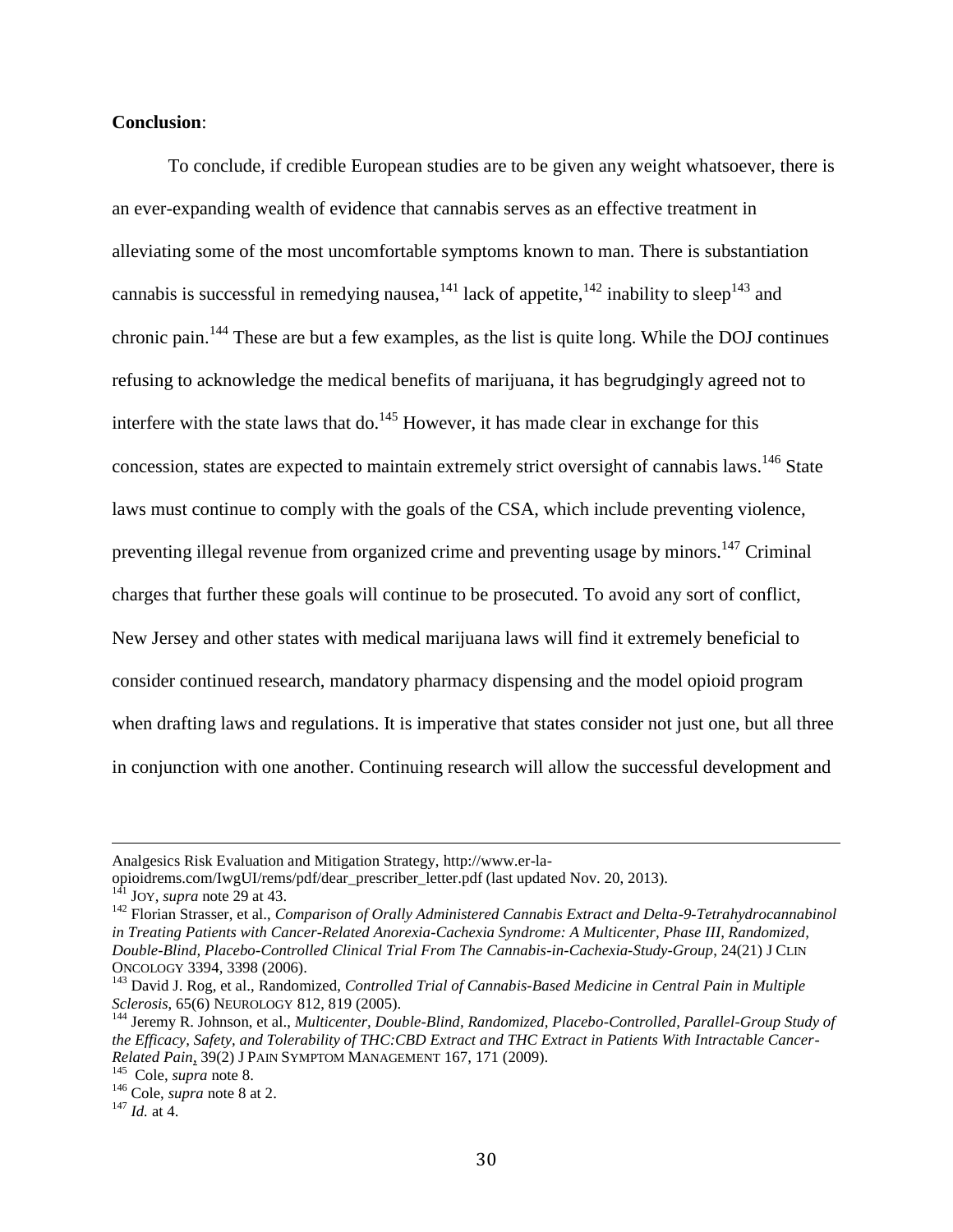**Conclusion**:

To conclude, if credible European studies are to be given any weight whatsoever, there is an ever-expanding wealth of evidence that cannabis serves as an effective treatment in alleviating some of the most uncomfortable symptoms known to man. There is substantiation cannabis is successful in remedying nausea,[141] lack of appetite,[142] inability to sleep[143] and chronic pain.[144] These are but a few examples, as the list is quite long. While the DOJ continues refusing to acknowledge the medical benefits of marijuana, it has begrudgingly agreed not to interfere with the state laws that do.[145] However, it has made clear in exchange for this concession, states are expected to maintain extremely strict oversight of cannabis laws.[146] State laws must continue to comply with the goals of the CSA, which include preventing violence, preventing illegal revenue from organized crime and preventing usage by minors.[147] Criminal charges that further these goals will continue to be prosecuted. To avoid any sort of conflict, New Jersey and other states with medical marijuana laws will find it extremely beneficial to consider continued research, mandatory pharmacy dispensing and the model opioid program when drafting laws and regulations. It is imperative that states consider not just one, but all three in conjunction with one another. Continuing research will allow the successful development and

---

Analgesics Risk Evaluation and Mitigation Strategy, http://www.er-la-opioidrems.com/IwgUI/rems/pdf/dear_prescriber_letter.pdf (last updated Nov. 20, 2013).

[141] JOY, *supra* note 29 at 43.

[142] Florian Strasser, et al., *Comparison of Orally Administered Cannabis Extract and Delta-9-Tetrahydrocannabinol in Treating Patients with Cancer-Related Anorexia-Cachexia Syndrome: A Multicenter, Phase III, Randomized, Double-Blind, Placebo-Controlled Clinical Trial From The Cannabis-in-Cachexia-Study-Group*, 24(21) J CLIN ONCOLOGY 3394, 3398 (2006).

[143] David J. Rog, et al., Randomized, *Controlled Trial of Cannabis-Based Medicine in Central Pain in Multiple Sclerosis*, 65(6) NEUROLOGY 812, 819 (2005).

[144] Jeremy R. Johnson, et al., *Multicenter, Double-Blind, Randomized, Placebo-Controlled, Parallel-Group Study of the Efficacy, Safety, and Tolerability of THC:CBD Extract and THC Extract in Patients With Intractable Cancer-Related Pain*, 39(2) J PAIN SYMPTOM MANAGEMENT 167, 171 (2009).

[145] Cole, *supra* note 8.

[146] Cole, *supra* note 8 at 2.

[147] *Id.* at 4.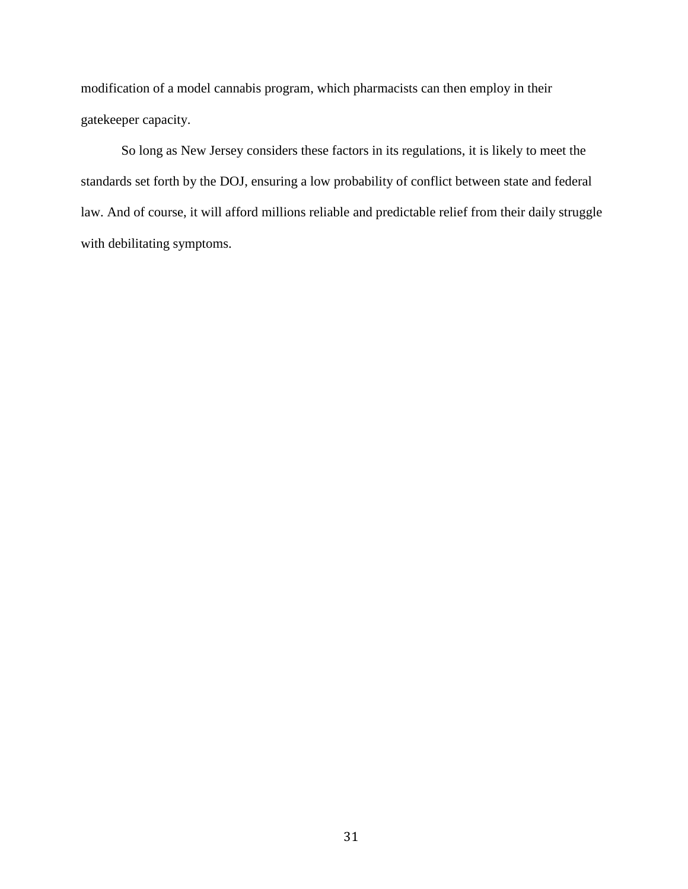modification of a model cannabis program, which pharmacists can then employ in their gatekeeper capacity.

So long as New Jersey considers these factors in its regulations, it is likely to meet the standards set forth by the DOJ, ensuring a low probability of conflict between state and federal law. And of course, it will afford millions reliable and predictable relief from their daily struggle with debilitating symptoms.